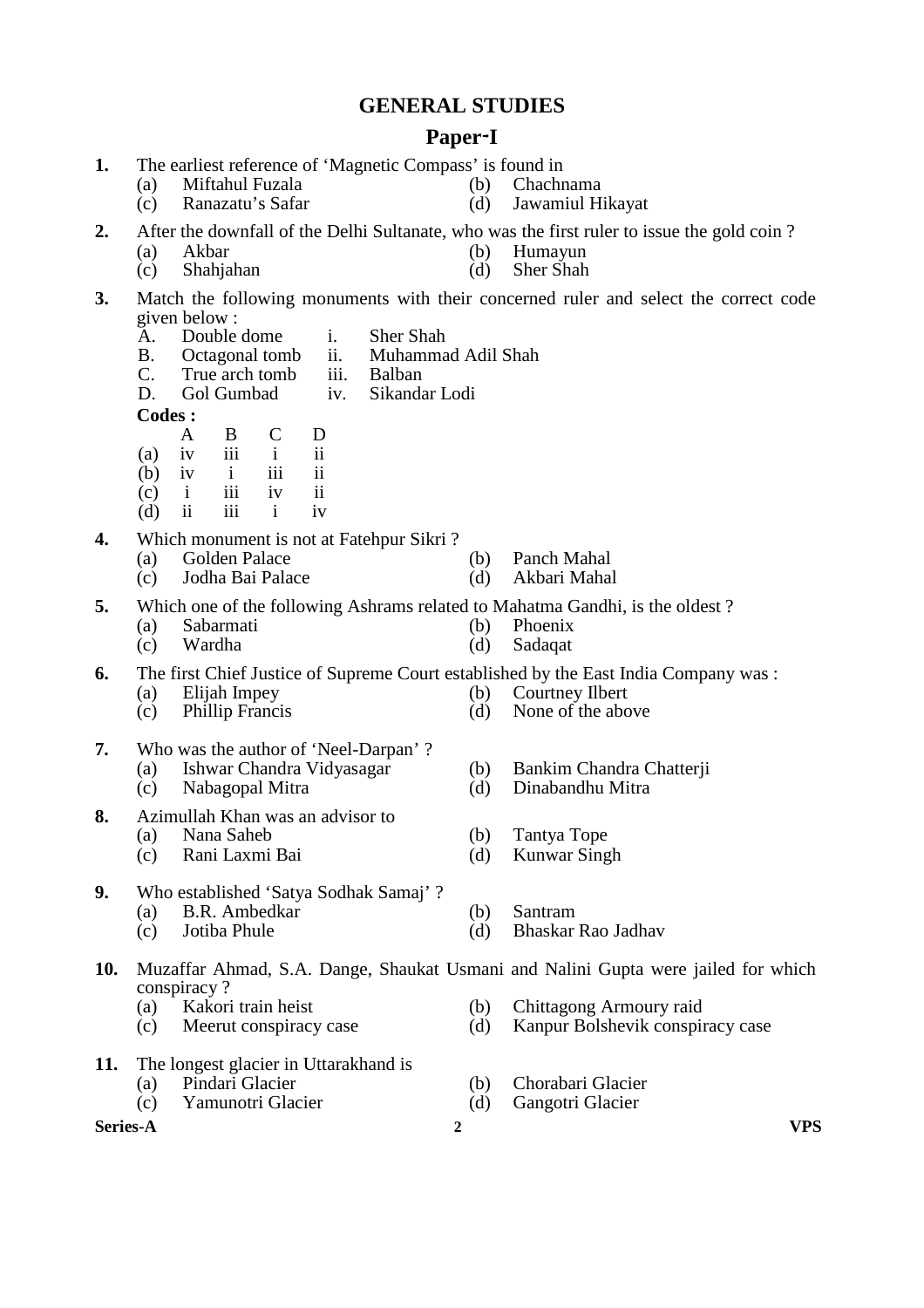# GENERAL STUDIES

## Paper-I

**1.** The earliest reference of 'Magnetic Compass' is found in

(a) Miftahul Fuzala
(b) Chachnama
(c) Ranazatu's Safar
(d) Jawamiul Hikayat

**2.** After the downfall of the Delhi Sultanate, who was the first ruler to issue the gold coin ?

(a) Akbar
(b) Humayun
(c) Shahjahan
(d) Sher Shah

**3.** Match the following monuments with their concerned ruler and select the correct code given below :

A. Double dome — i. Sher Shah
B. Octagonal tomb — ii. Muhammad Adil Shah
C. True arch tomb — iii. Balban
D. Gol Gumbad — iv. Sikandar Lodi

**Codes :**

| | A | B | C | D |
|---|---|---|---|---|
| (a) | iv | iii | i | ii |
| (b) | iv | i | iii | ii |
| (c) | i | iii | iv | ii |
| (d) | ii | iii | i | iv |

**4.** Which monument is not at Fatehpur Sikri ?

(a) Golden Palace
(b) Panch Mahal
(c) Jodha Bai Palace
(d) Akbari Mahal

**5.** Which one of the following Ashrams related to Mahatma Gandhi, is the oldest ?

(a) Sabarmati
(b) Phoenix
(c) Wardha
(d) Sadaqat

**6.** The first Chief Justice of Supreme Court established by the East India Company was :

(a) Elijah Impey
(b) Courtney Ilbert
(c) Phillip Francis
(d) None of the above

**7.** Who was the author of 'Neel-Darpan' ?

(a) Ishwar Chandra Vidyasagar
(b) Bankim Chandra Chatterji
(c) Nabagopal Mitra
(d) Dinabandhu Mitra

**8.** Azimullah Khan was an advisor to

(a) Nana Saheb
(b) Tantya Tope
(c) Rani Laxmi Bai
(d) Kunwar Singh

**9.** Who established 'Satya Sodhak Samaj' ?

(a) B.R. Ambedkar
(b) Santram
(c) Jotiba Phule
(d) Bhaskar Rao Jadhav

**10.** Muzaffar Ahmad, S.A. Dange, Shaukat Usmani and Nalini Gupta were jailed for which conspiracy ?

(a) Kakori train heist
(b) Chittagong Armoury raid
(c) Meerut conspiracy case
(d) Kanpur Bolshevik conspiracy case

**11.** The longest glacier in Uttarakhand is

(a) Pindari Glacier
(b) Chorabari Glacier
(c) Yamunotri Glacier
(d) Gangotri Glacier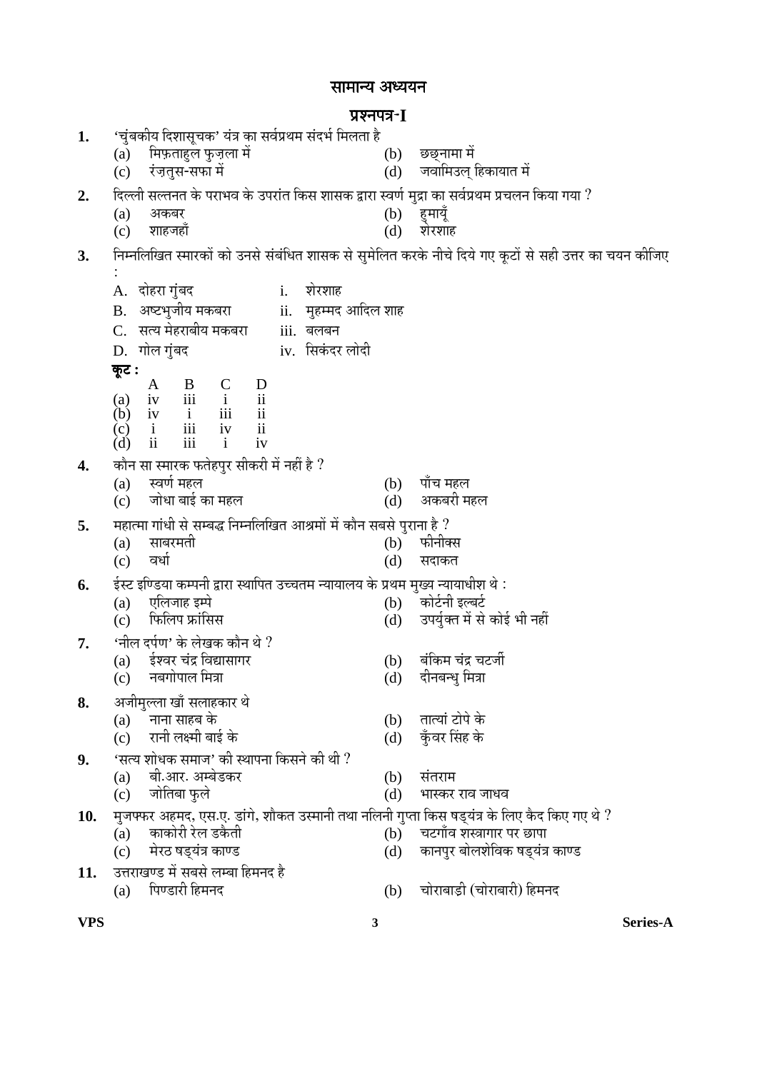# सामान्य अध्ययन

## प्रश्नपत्र-I

**1.** 'चुंबकीय दिशासूचक' यंत्र का सर्वप्रथम संदर्भ मिलता है
(a) मिफ़ताहुल फुज़ला में
(b) छछ्नामा में
(c) रंज़तुस-सफा में
(d) जवामिउल् हिकायात में

**2.** दिल्ली सल्तनत के पराभव के उपरांत किस शासक द्वारा स्वर्ण मुद्रा का सर्वप्रथम प्रचलन किया गया ?
(a) अकबर
(b) हुमायूँ
(c) शाहजहाँ
(d) शेरशाह

**3.** निम्नलिखित स्मारकों को उनसे संबंधित शासक से सुमेलित करके नीचे दिये गए कूटों से सही उत्तर का चयन कीजिए :

A. दोहरा गुंबद — i. शेरशाह
B. अष्टभुजीय मकबरा — ii. मुहम्मद आदिल शाह
C. सत्य मेहराबीय मकबरा — iii. बलबन
D. गोल गुंबद — iv. सिकंदर लोदी

**कूट :**

| | A | B | C | D |
|---|---|---|---|---|
| (a) | iv | iii | i | ii |
| (b) | iv | i | iii | ii |
| (c) | i | iii | iv | ii |
| (d) | ii | iii | i | iv |

**4.** कौन सा स्मारक फतेहपुर सीकरी में नहीं है ?
(a) स्वर्ण महल
(b) पाँच महल
(c) जोधा बाई का महल
(d) अकबरी महल

**5.** महात्मा गांधी से सम्बद्ध निम्नलिखित आश्रमों में कौन सबसे पुराना है ?
(a) साबरमती
(b) फीनीक्स
(c) वर्धा
(d) सदाकत

**6.** ईस्ट इण्डिया कम्पनी द्वारा स्थापित उच्चतम न्यायालय के प्रथम मुख्य न्यायाधीश थे :
(a) एलिजाह इम्पे
(b) कोर्टनी इल्बर्ट
(c) फिलिप फ्रांसिस
(d) उपर्युक्त में से कोई भी नहीं

**7.** 'नील दर्पण' के लेखक कौन थे ?
(a) ईश्वर चंद्र विद्यासागर
(b) बंकिम चंद्र चटर्जी
(c) नबगोपाल मित्रा
(d) दीनबन्धु मित्रा

**8.** अजीमुल्ला खाँ सलाहकार थे
(a) नाना साहब के
(b) तात्यां टोपे के
(c) रानी लक्ष्मी बाई के
(d) कुँवर सिंह के

**9.** 'सत्य शोधक समाज' की स्थापना किसने की थी ?
(a) बी.आर. अम्बेडकर
(b) संतराम
(c) जोतिबा फुले
(d) भास्कर राव जाधव

**10.** मुजफ्फर अहमद, एस.ए. डांगे, शौकत उस्मानी तथा नलिनी गुप्ता किस षड्यंत्र के लिए कैद किए गए थे ?
(a) काकोरी रेल डकैती
(b) चटगाँव शस्त्रागार पर छापा
(c) मेरठ षड्यंत्र काण्ड
(d) कानपुर बोलशेविक षड्यंत्र काण्ड

**11.** उत्तराखण्ड में सबसे लम्बा हिमनद है
(a) पिण्डारी हिमनद
(b) चोराबाड़ी (चोराबारी) हिमनद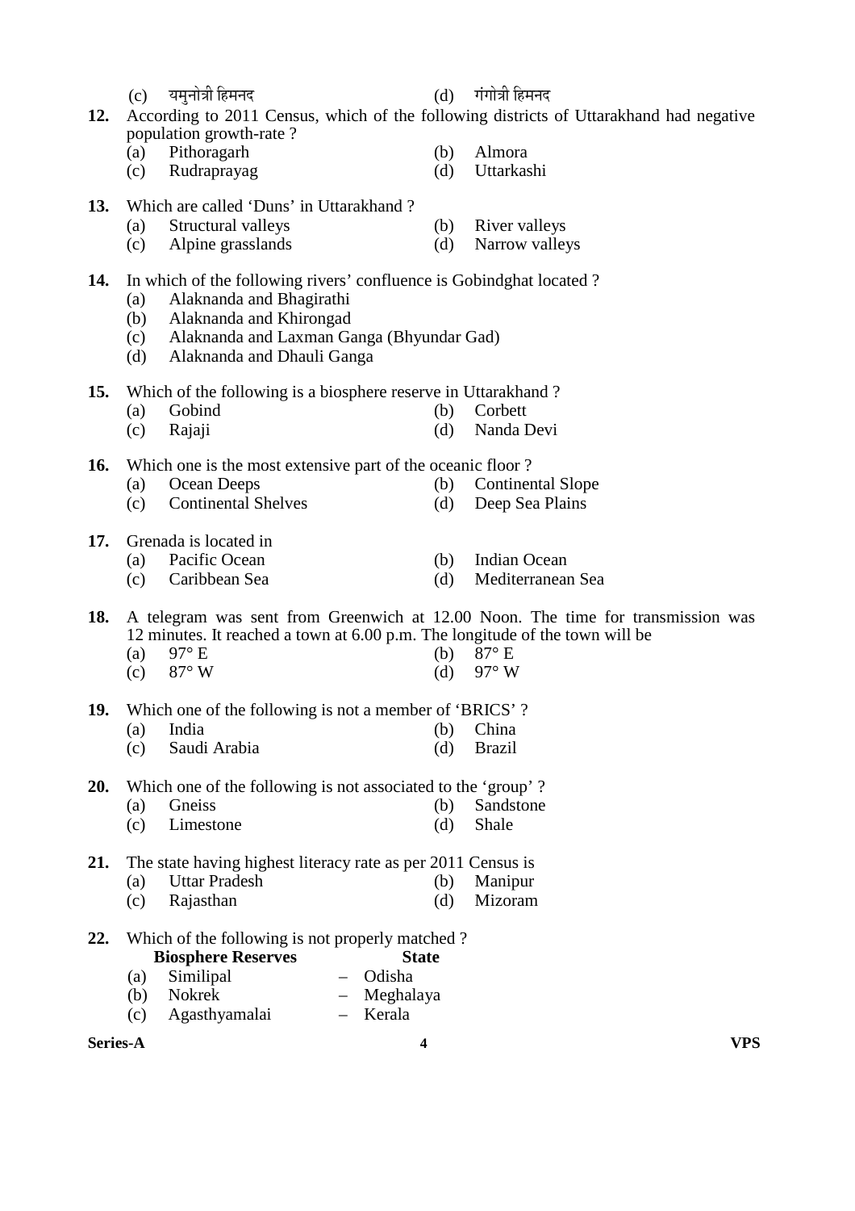(c) यमुनोत्री हिमनद (d) गंगोत्री हिमनद

**12.** According to 2011 Census, which of the following districts of Uttarakhand had negative population growth-rate ?
(a) Pithoragarh (b) Almora
(c) Rudraprayag (d) Uttarkashi

**13.** Which are called 'Duns' in Uttarakhand ?
(a) Structural valleys (b) River valleys
(c) Alpine grasslands (d) Narrow valleys

**14.** In which of the following rivers' confluence is Gobindghat located ?
(a) Alaknanda and Bhagirathi
(b) Alaknanda and Khirongad
(c) Alaknanda and Laxman Ganga (Bhyundar Gad)
(d) Alaknanda and Dhauli Ganga

**15.** Which of the following is a biosphere reserve in Uttarakhand ?
(a) Gobind (b) Corbett
(c) Rajaji (d) Nanda Devi

**16.** Which one is the most extensive part of the oceanic floor ?
(a) Ocean Deeps (b) Continental Slope
(c) Continental Shelves (d) Deep Sea Plains

**17.** Grenada is located in
(a) Pacific Ocean (b) Indian Ocean
(c) Caribbean Sea (d) Mediterranean Sea

**18.** A telegram was sent from Greenwich at 12.00 Noon. The time for transmission was 12 minutes. It reached a town at 6.00 p.m. The longitude of the town will be
(a) 97° E (b) 87° E
(c) 87° W (d) 97° W

**19.** Which one of the following is not a member of 'BRICS' ?
(a) India (b) China
(c) Saudi Arabia (d) Brazil

**20.** Which one of the following is not associated to the 'group' ?
(a) Gneiss (b) Sandstone
(c) Limestone (d) Shale

**21.** The state having highest literacy rate as per 2011 Census is
(a) Uttar Pradesh (b) Manipur
(c) Rajasthan (d) Mizoram

**22.** Which of the following is not properly matched ?

| | **Biosphere Reserves** | | **State** |
|---|---|---|---|
| (a) | Similipal | – | Odisha |
| (b) | Nokrek | – | Meghalaya |
| (c) | Agasthyamalai | – | Kerala |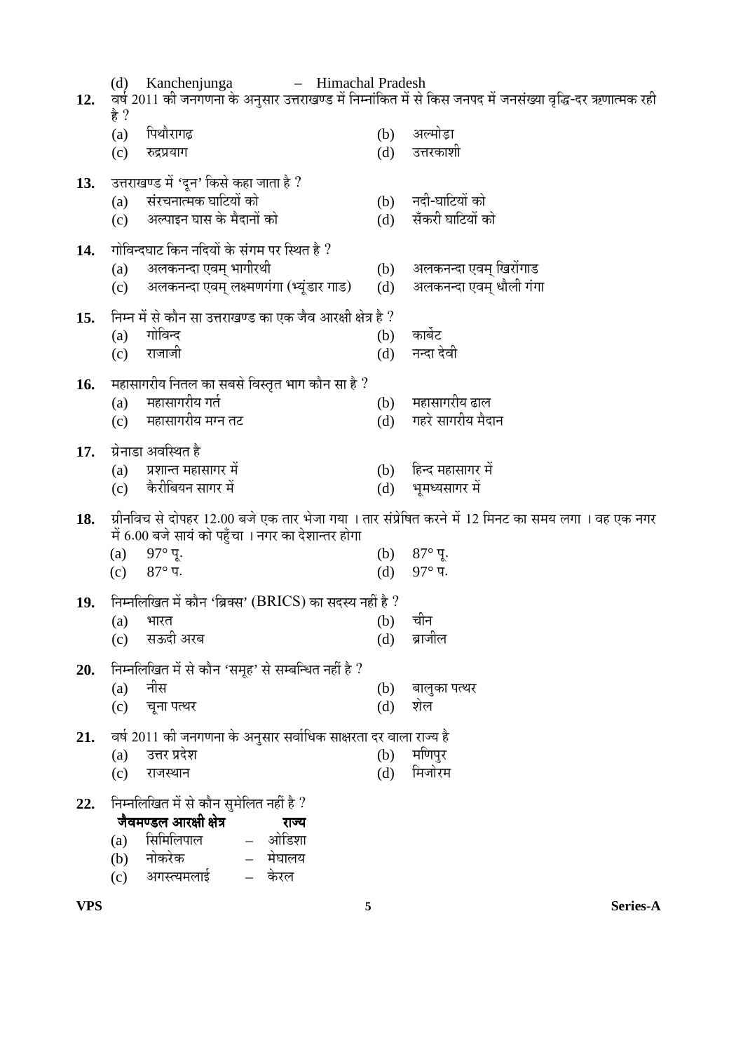(d) Kanchenjunga – Himachal Pradesh

**12.** वर्ष 2011 की जनगणना के अनुसार उत्तराखण्ड में निम्नांकित में से किस जनपद में जनसंख्या वृद्धि-दर ऋणात्मक रही है ?

(a) पिथौरागढ़  (b) अल्मोड़ा
(c) रुद्रप्रयाग  (d) उत्तरकाशी

**13.** उत्तराखण्ड में 'दून' किसे कहा जाता है ?

(a) संरचनात्मक घाटियों को  (b) नदी-घाटियों को
(c) अल्पाइन घास के मैदानों को  (d) सँकरी घाटियों को

**14.** गोविन्दघाट किन नदियों के संगम पर स्थित है ?

(a) अलकनन्दा एवम् भागीरथी  (b) अलकनन्दा एवम् खिरोंगाड
(c) अलकनन्दा एवम् लक्ष्मणगंगा (भ्यूंडार गाड)  (d) अलकनन्दा एवम् धौली गंगा

**15.** निम्न में से कौन सा उत्तराखण्ड का एक जैव आरक्षी क्षेत्र है ?

(a) गोविन्द  (b) कार्बेट
(c) राजाजी  (d) नन्दा देवी

**16.** महासागरीय नितल का सबसे विस्तृत भाग कौन सा है ?

(a) महासागरीय गर्त  (b) महासागरीय ढाल
(c) महासागरीय मग्न तट  (d) गहरे सागरीय मैदान

**17.** ग्रेनाडा अवस्थित है

(a) प्रशान्त महासागर में  (b) हिन्द महासागर में
(c) कैरीबियन सागर में  (d) भूमध्यसागर में

**18.** ग्रीनविच से दोपहर 12.00 बजे एक तार भेजा गया । तार संप्रेषित करने में 12 मिनट का समय लगा । वह एक नगर में 6.00 बजे सायं को पहुँचा । नगर का देशान्तर होगा

(a) 97° पू.  (b) 87° पू.
(c) 87° प.  (d) 97° प.

**19.** निम्नलिखित में कौन 'ब्रिक्स' (BRICS) का सदस्य नहीं है ?

(a) भारत  (b) चीन
(c) सऊदी अरब  (d) ब्राजील

**20.** निम्नलिखित में से कौन 'समूह' से सम्बन्धित नहीं है ?

(a) नीस  (b) बालुका पत्थर
(c) चूना पत्थर  (d) शेल

**21.** वर्ष 2011 की जनगणना के अनुसार सर्वाधिक साक्षरता दर वाला राज्य है

(a) उत्तर प्रदेश  (b) मणिपुर
(c) राजस्थान  (d) मिजोरम

**22.** निम्नलिखित में से कौन सुमेलित नहीं है ?

| | **जैवमण्डल आरक्षी क्षेत्र** | | **राज्य** |
|---|---|---|---|
| (a) | सिमिलिपाल | – | ओडिशा |
| (b) | नोकरेक | – | मेघालय |
| (c) | अगस्त्यमलाई | – | केरल |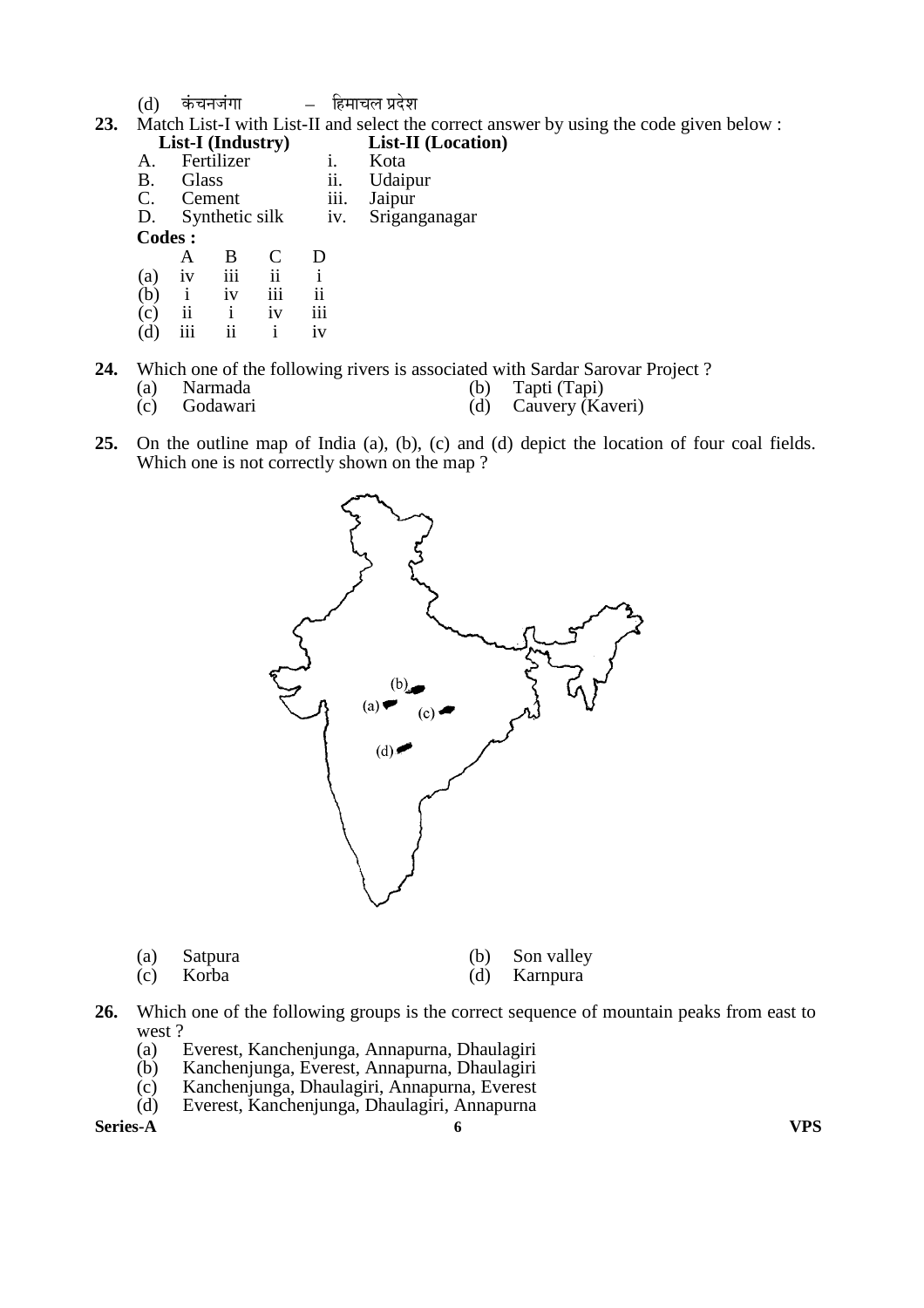(d) कंचनजंगा – हिमाचल प्रदेश

**23.** Match List-I with List-II and select the correct answer by using the code given below :

| **List-I (Industry)** | | **List-II (Location)** | |
|---|---|---|---|
| A. | Fertilizer | i. | Kota |
| B. | Glass | ii. | Udaipur |
| C. | Cement | iii. | Jaipur |
| D. | Synthetic silk | iv. | Sriganganagar |

**Codes :**

| | A | B | C | D |
|---|---|---|---|---|
| (a) | iv | iii | ii | i |
| (b) | i | iv | iii | ii |
| (c) | ii | i | iv | iii |
| (d) | iii | ii | i | iv |

**24.** Which one of the following rivers is associated with Sardar Sarovar Project ?

(a) Narmada
(b) Tapti (Tapi)
(c) Godawari
(d) Cauvery (Kaveri)

**25.** On the outline map of India (a), (b), (c) and (d) depict the location of four coal fields. Which one is not correctly shown on the map ?

(a) Satpura
(b) Son valley
(c) Korba
(d) Karnpura

**26.** Which one of the following groups is the correct sequence of mountain peaks from east to west ?

(a) Everest, Kanchenjunga, Annapurna, Dhaulagiri
(b) Kanchenjunga, Everest, Annapurna, Dhaulagiri
(c) Kanchenjunga, Dhaulagiri, Annapurna, Everest
(d) Everest, Kanchenjunga, Dhaulagiri, Annapurna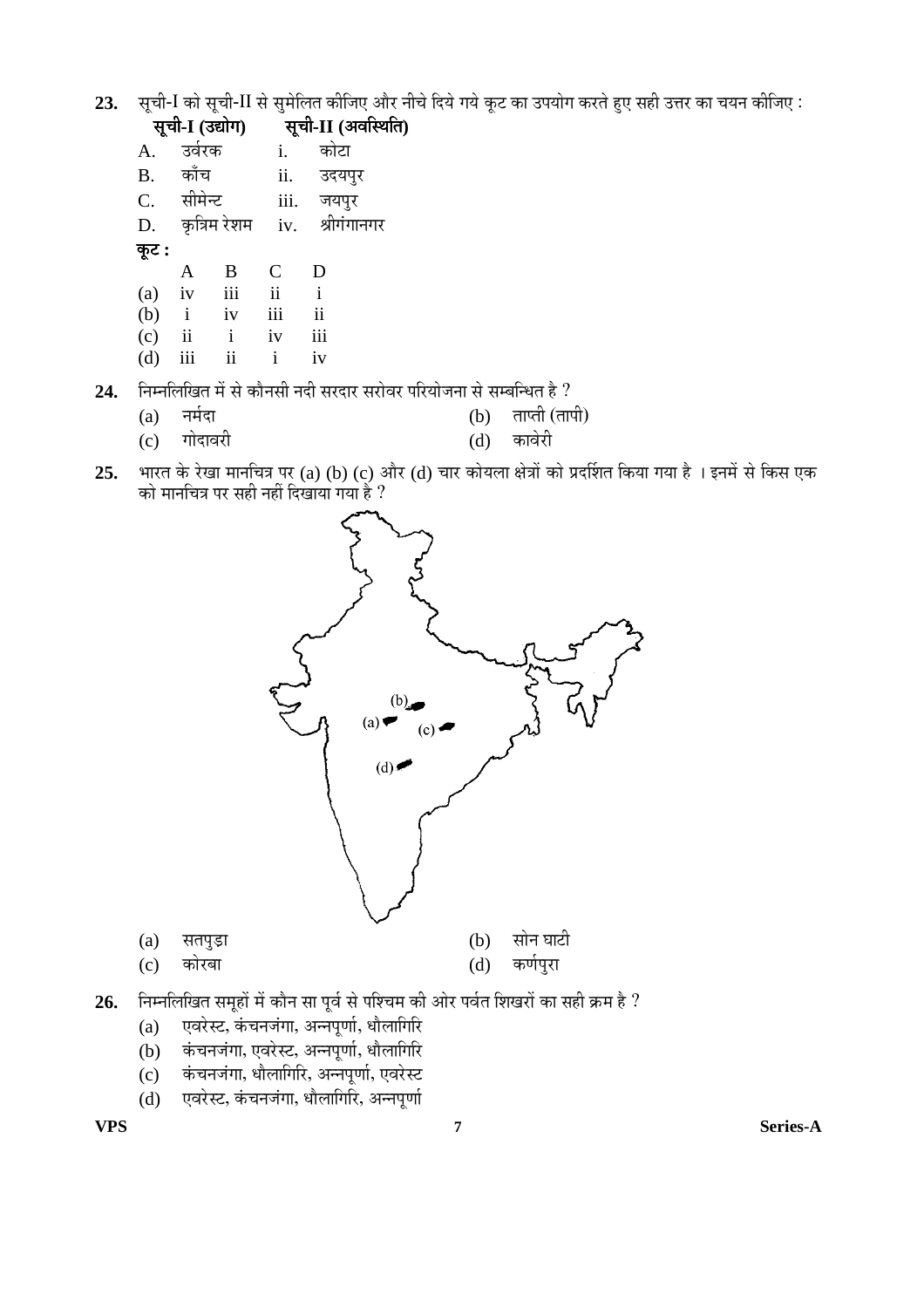**23.** सूची-I को सूची-II से सुमेलित कीजिए और नीचे दिये गये कूट का उपयोग करते हुए सही उत्तर का चयन कीजिए :

| | **सूची-I (उद्योग)** | | **सूची-II (अवस्थिति)** |
|---|---|---|---|
| A. | उर्वरक | i. | कोटा |
| B. | काँच | ii. | उदयपुर |
| C. | सीमेन्ट | iii. | जयपुर |
| D. | कृत्रिम रेशम | iv. | श्रीगंगानगर |

**कूट :**

| | A | B | C | D |
|---|---|---|---|---|
| (a) | iv | iii | ii | i |
| (b) | i | iv | iii | ii |
| (c) | ii | i | iv | iii |
| (d) | iii | ii | i | iv |

**24.** निम्नलिखित में से कौनसी नदी सरदार सरोवर परियोजना से सम्बन्धित है ?

(a) नर्मदा
(b) ताप्ती (तापी)
(c) गोदावरी
(d) कावेरी

**25.** भारत के रेखा मानचित्र पर (a) (b) (c) और (d) चार कोयला क्षेत्रों को प्रदर्शित किया गया है । इनमें से किस एक को मानचित्र पर सही नहीं दिखाया गया है ?

(a) सतपुड़ा
(b) सोन घाटी
(c) कोरबा
(d) कर्णपुरा

**26.** निम्नलिखित समूहों में कौन सा पूर्व से पश्चिम की ओर पर्वत शिखरों का सही क्रम है ?

(a) एवरेस्ट, कंचनजंगा, अन्नपूर्णा, धौलागिरि
(b) कंचनजंगा, एवरेस्ट, अन्नपूर्णा, धौलागिरि
(c) कंचनजंगा, धौलागिरि, अन्नपूर्णा, एवरेस्ट
(d) एवरेस्ट, कंचनजंगा, धौलागिरि, अन्नपूर्णा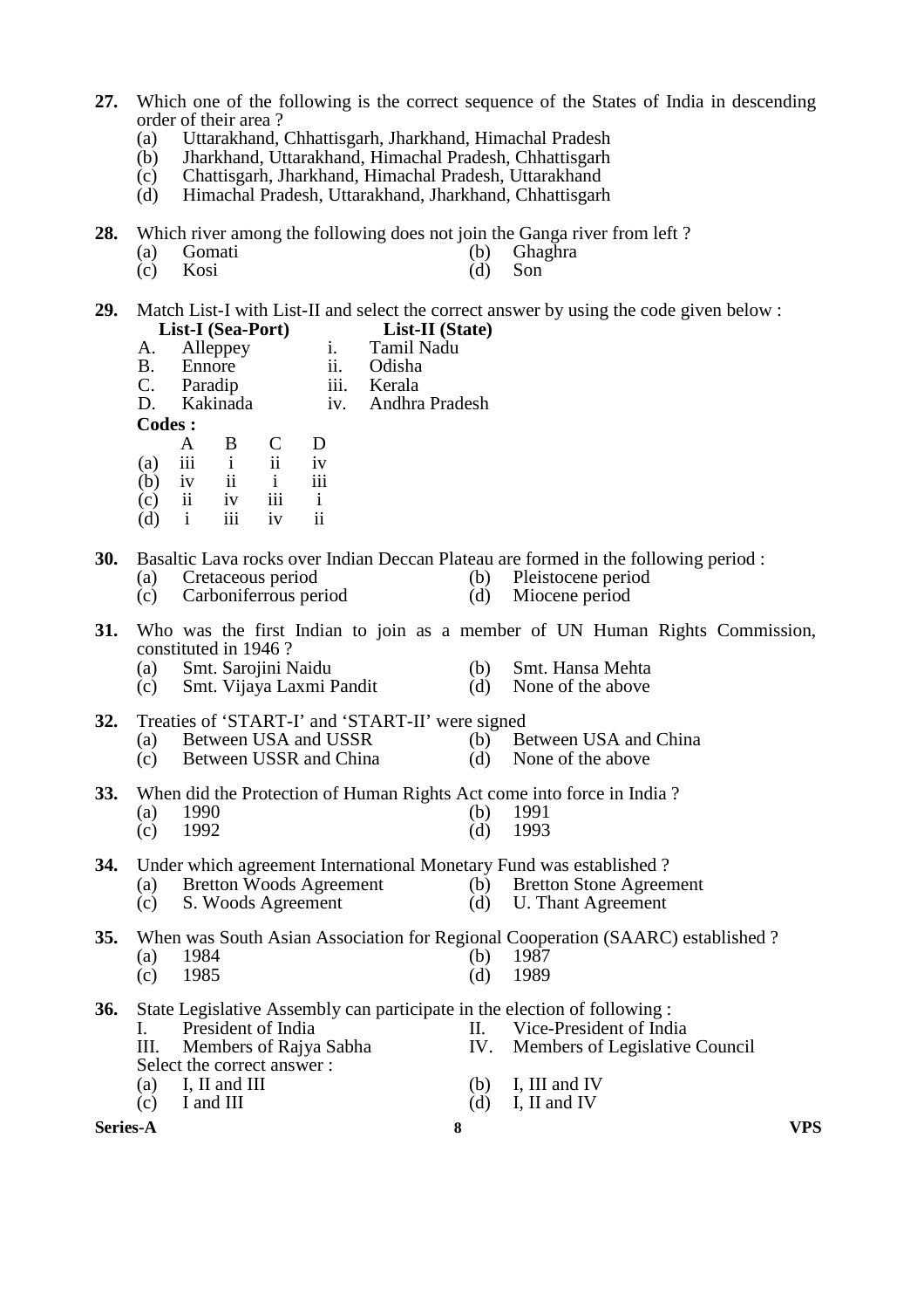**27.** Which one of the following is the correct sequence of the States of India in descending order of their area ?

(a) Uttarakhand, Chhattisgarh, Jharkhand, Himachal Pradesh
(b) Jharkhand, Uttarakhand, Himachal Pradesh, Chhattisgarh
(c) Chattisgarh, Jharkhand, Himachal Pradesh, Uttarakhand
(d) Himachal Pradesh, Uttarakhand, Jharkhand, Chhattisgarh

**28.** Which river among the following does not join the Ganga river from left ?

(a) Gomati
(b) Ghaghra
(c) Kosi
(d) Son

**29.** Match List-I with List-II and select the correct answer by using the code given below :

| | **List-I (Sea-Port)** | | **List-II (State)** |
|---|---|---|---|
| A. | Alleppey | i. | Tamil Nadu |
| B. | Ennore | ii. | Odisha |
| C. | Paradip | iii. | Kerala |
| D. | Kakinada | iv. | Andhra Pradesh |

**Codes :**

| | A | B | C | D |
|---|---|---|---|---|
| (a) | iii | i | ii | iv |
| (b) | iv | ii | i | iii |
| (c) | ii | iv | iii | i |
| (d) | i | iii | iv | ii |

**30.** Basaltic Lava rocks over Indian Deccan Plateau are formed in the following period :

(a) Cretaceous period
(b) Pleistocene period
(c) Carboniferrous period
(d) Miocene period

**31.** Who was the first Indian to join as a member of UN Human Rights Commission, constituted in 1946 ?

(a) Smt. Sarojini Naidu
(b) Smt. Hansa Mehta
(c) Smt. Vijaya Laxmi Pandit
(d) None of the above

**32.** Treaties of 'START-I' and 'START-II' were signed

(a) Between USA and USSR
(b) Between USA and China
(c) Between USSR and China
(d) None of the above

**33.** When did the Protection of Human Rights Act come into force in India ?

(a) 1990
(b) 1991
(c) 1992
(d) 1993

**34.** Under which agreement International Monetary Fund was established ?

(a) Bretton Woods Agreement
(b) Bretton Stone Agreement
(c) S. Woods Agreement
(d) U. Thant Agreement

**35.** When was South Asian Association for Regional Cooperation (SAARC) established ?

(a) 1984
(b) 1987
(c) 1985
(d) 1989

**36.** State Legislative Assembly can participate in the election of following :

I. President of India
II. Vice-President of India
III. Members of Rajya Sabha
IV. Members of Legislative Council

Select the correct answer :

(a) I, II and III
(b) I, III and IV
(c) I and III
(d) I, II and IV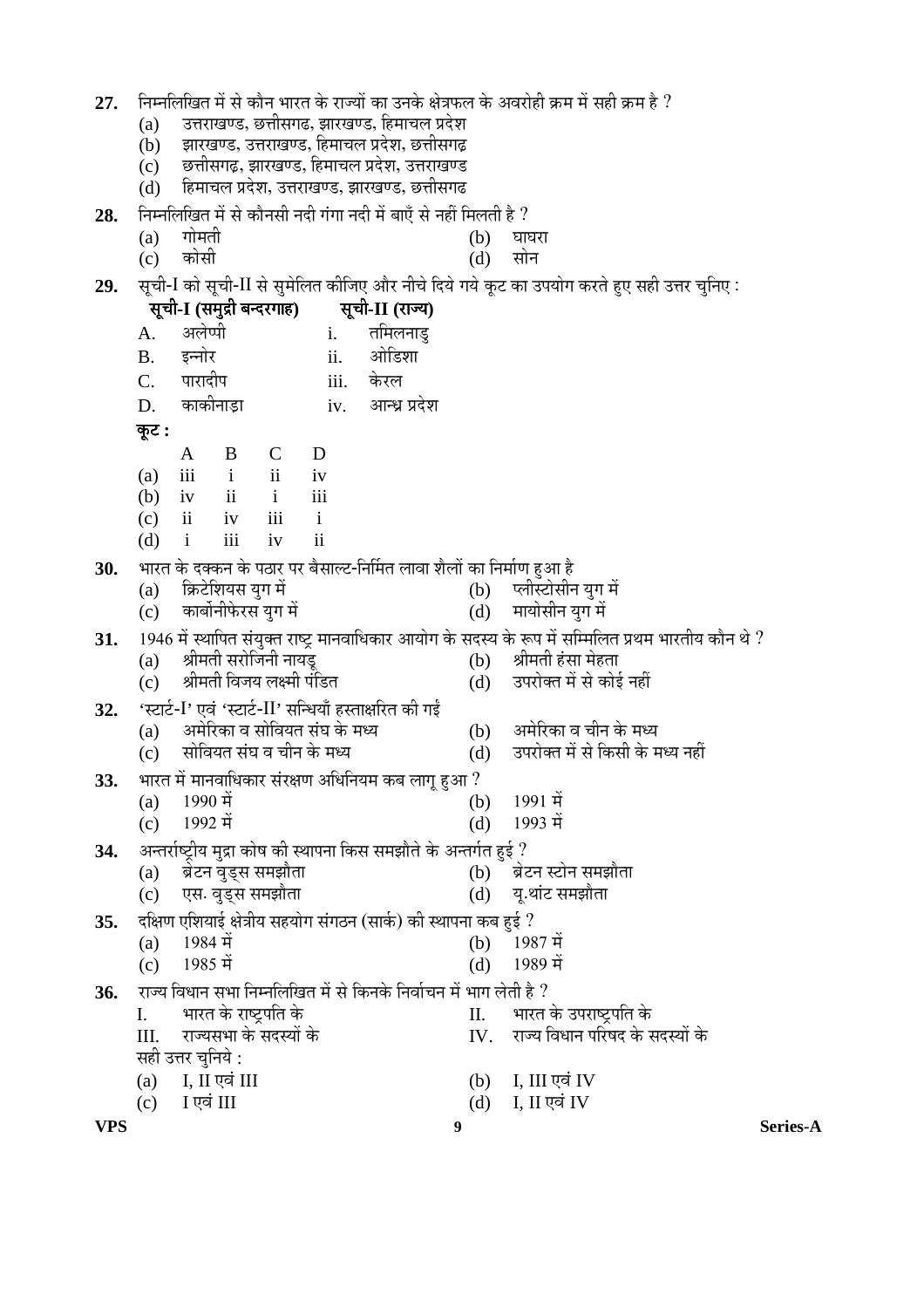**27.** निम्नलिखित में से कौन भारत के राज्यों का उनके क्षेत्रफल के अवरोही क्रम में सही क्रम है ?

(a) उत्तराखण्ड, छत्तीसगढ, झारखण्ड, हिमाचल प्रदेश

(b) झारखण्ड, उत्तराखण्ड, हिमाचल प्रदेश, छत्तीसगढ

(c) छत्तीसगढ़, झारखण्ड, हिमाचल प्रदेश, उत्तराखण्ड

(d) हिमाचल प्रदेश, उत्तराखण्ड, झारखण्ड, छत्तीसगढ

**28.** निम्नलिखित में से कौनसी नदी गंगा नदी में बाएँ से नहीं मिलती है ?

(a) गोमती (b) घाघरा

(c) कोसी (d) सोन

**29.** सूची-I को सूची-II से सुमेलित कीजिए और नीचे दिये गये कूट का उपयोग करते हुए सही उत्तर चुनिए :

| | **सूची-I (समुद्री बन्दरगाह)** | | **सूची-II (राज्य)** |
|---|---|---|---|
| A. | अलेप्पी | i. | तमिलनाडु |
| B. | इन्नोर | ii. | ओडिशा |
| C. | पारादीप | iii. | केरल |
| D. | काकीनाड़ा | iv. | आन्ध्र प्रदेश |

**कूट :**

| | A | B | C | D |
|---|---|---|---|---|
| (a) | iii | i | ii | iv |
| (b) | iv | ii | i | iii |
| (c) | ii | iv | iii | i |
| (d) | i | iii | iv | ii |

**30.** भारत के दक्कन के पठार पर बैसाल्ट-निर्मित लावा शैलों का निर्माण हुआ है

(a) क्रिटेशियस युग में (b) प्लीस्टोसीन युग में

(c) कार्बोनीफेरस युग में (d) मायोसीन युग में

**31.** 1946 में स्थापित संयुक्त राष्ट्र मानवाधिकार आयोग के सदस्य के रूप में सम्मिलित प्रथम भारतीय कौन थे ?

(a) श्रीमती सरोजिनी नायडू (b) श्रीमती हंसा मेहता

(c) श्रीमती विजय लक्ष्मी पंडित (d) उपरोक्त में से कोई नहीं

**32.** 'स्टार्ट-I' एवं 'स्टार्ट-II' सन्धियाँ हस्ताक्षरित की गई

(a) अमेरिका व सोवियत संघ के मध्य (b) अमेरिका व चीन के मध्य

(c) सोवियत संघ व चीन के मध्य (d) उपरोक्त में से किसी के मध्य नहीं

**33.** भारत में मानवाधिकार संरक्षण अधिनियम कब लागू हुआ ?

(a) 1990 में (b) 1991 में

(c) 1992 में (d) 1993 में

**34.** अन्तर्राष्ट्रीय मुद्रा कोष की स्थापना किस समझौते के अन्तर्गत हुई ?

(a) ब्रेटन वुड्स समझौता (b) ब्रेटन स्टोन समझौता

(c) एस. वुड्स समझौता (d) यू.थांट समझौता

**35.** दक्षिण एशियाई क्षेत्रीय सहयोग संगठन (सार्क) की स्थापना कब हुई ?

(a) 1984 में (b) 1987 में

(c) 1985 में (d) 1989 में

**36.** राज्य विधान सभा निम्नलिखित में से किनके निर्वाचन में भाग लेती है ?

I. भारत के राष्ट्रपति के

II. भारत के उपराष्ट्रपति के

III. राज्यसभा के सदस्यों के

IV. राज्य विधान परिषद के सदस्यों के

सही उत्तर चुनिये :

(a) I, II एवं III (b) I, III एवं IV

(c) I एवं III (d) I, II एवं IV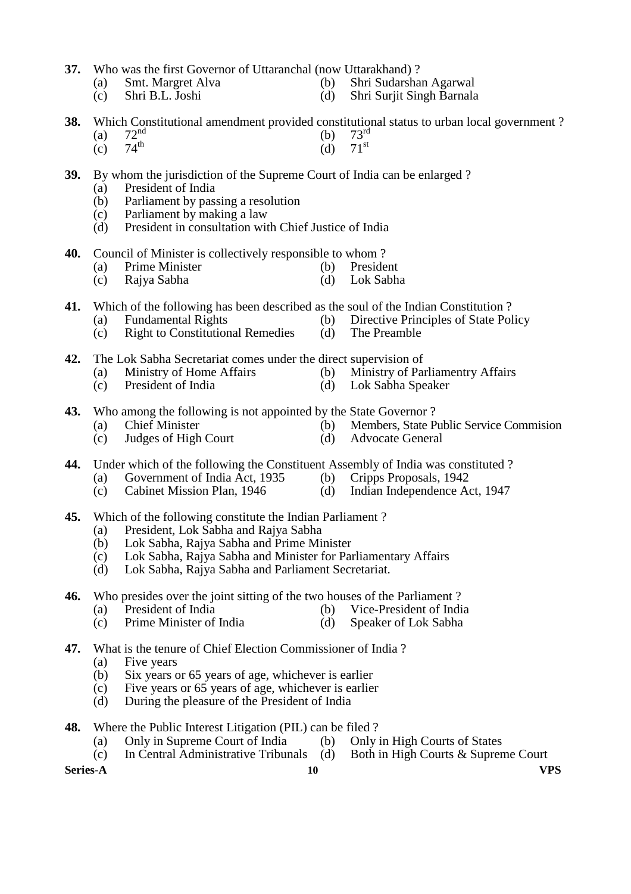**37.** Who was the first Governor of Uttaranchal (now Uttarakhand) ?

(a) Smt. Margret Alva  (b) Shri Sudarshan Agarwal
(c) Shri B.L. Joshi  (d) Shri Surjit Singh Barnala

**38.** Which Constitutional amendment provided constitutional status to urban local government ?

(a) $72^{nd}$  (b) $73^{rd}$
(c) $74^{th}$  (d) $71^{st}$

**39.** By whom the jurisdiction of the Supreme Court of India can be enlarged ?

(a) President of India
(b) Parliament by passing a resolution
(c) Parliament by making a law
(d) President in consultation with Chief Justice of India

**40.** Council of Minister is collectively responsible to whom ?

(a) Prime Minister  (b) President
(c) Rajya Sabha  (d) Lok Sabha

**41.** Which of the following has been described as the soul of the Indian Constitution ?

(a) Fundamental Rights  (b) Directive Principles of State Policy
(c) Right to Constitutional Remedies  (d) The Preamble

**42.** The Lok Sabha Secretariat comes under the direct supervision of

(a) Ministry of Home Affairs  (b) Ministry of Parliamentry Affairs
(c) President of India  (d) Lok Sabha Speaker

**43.** Who among the following is not appointed by the State Governor ?

(a) Chief Minister  (b) Members, State Public Service Commision
(c) Judges of High Court  (d) Advocate General

**44.** Under which of the following the Constituent Assembly of India was constituted ?

(a) Government of India Act, 1935  (b) Cripps Proposals, 1942
(c) Cabinet Mission Plan, 1946  (d) Indian Independence Act, 1947

**45.** Which of the following constitute the Indian Parliament ?

(a) President, Lok Sabha and Rajya Sabha
(b) Lok Sabha, Rajya Sabha and Prime Minister
(c) Lok Sabha, Rajya Sabha and Minister for Parliamentary Affairs
(d) Lok Sabha, Rajya Sabha and Parliament Secretariat.

**46.** Who presides over the joint sitting of the two houses of the Parliament ?

(a) President of India  (b) Vice-President of India
(c) Prime Minister of India  (d) Speaker of Lok Sabha

**47.** What is the tenure of Chief Election Commissioner of India ?

(a) Five years
(b) Six years or 65 years of age, whichever is earlier
(c) Five years or 65 years of age, whichever is earlier
(d) During the pleasure of the President of India

**48.** Where the Public Interest Litigation (PIL) can be filed ?

(a) Only in Supreme Court of India  (b) Only in High Courts of States
(c) In Central Administrative Tribunals  (d) Both in High Courts & Supreme Court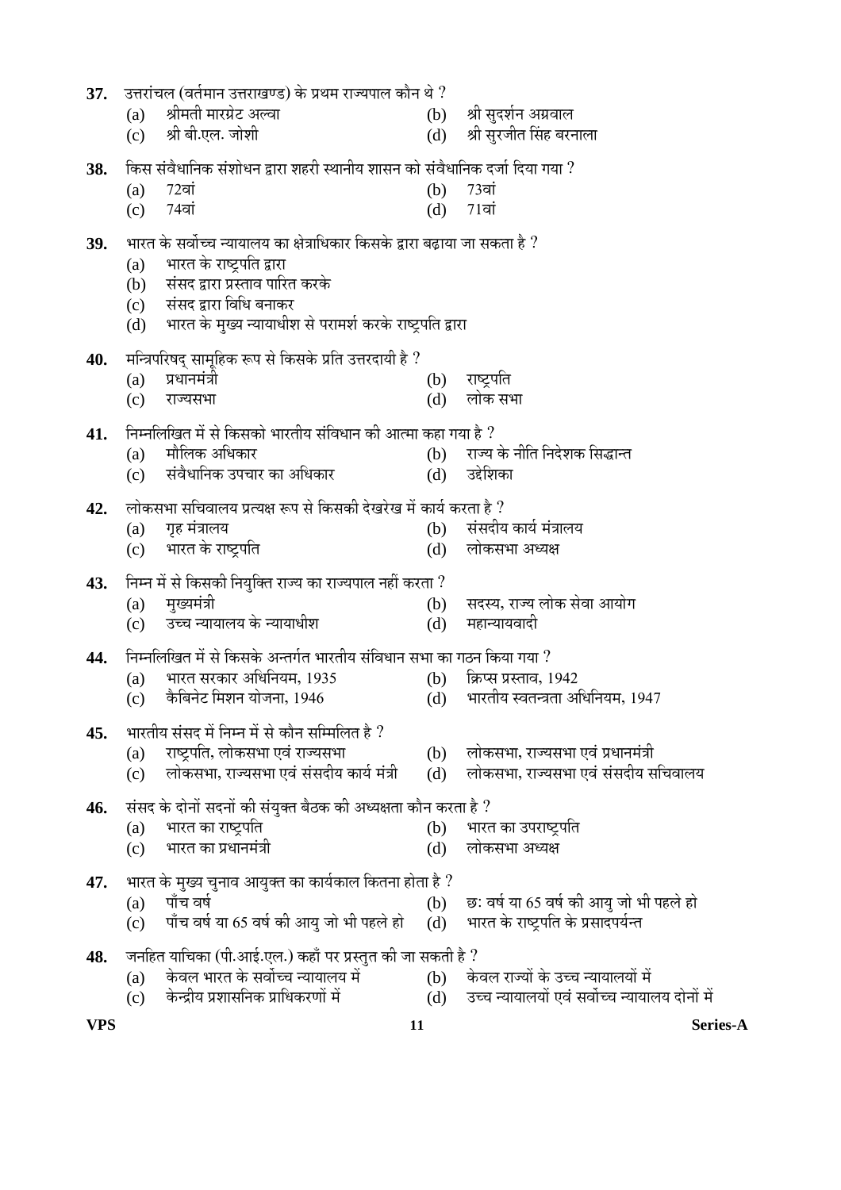**37.** उत्तरांचल (वर्तमान उत्तराखण्ड) के प्रथम राज्यपाल कौन थे ?

(a) श्रीमती मारग्रेट अल्वा
(b) श्री सुदर्शन अग्रवाल
(c) श्री बी.एल. जोशी
(d) श्री सुरजीत सिंह बरनाला

**38.** किस संवैधानिक संशोधन द्वारा शहरी स्थानीय शासन को संवैधानिक दर्जा दिया गया ?

(a) 72वां
(b) 73वां
(c) 74वां
(d) 71वां

**39.** भारत के सर्वोच्च न्यायालय का क्षेत्राधिकार किसके द्वारा बढ़ाया जा सकता है ?

(a) भारत के राष्ट्रपति द्वारा
(b) संसद द्वारा प्रस्ताव पारित करके
(c) संसद द्वारा विधि बनाकर
(d) भारत के मुख्य न्यायाधीश से परामर्श करके राष्ट्रपति द्वारा

**40.** मन्त्रिपरिषद् सामूहिक रूप से किसके प्रति उत्तरदायी है ?

(a) प्रधानमंत्री
(b) राष्ट्रपति
(c) राज्यसभा
(d) लोक सभा

**41.** निम्नलिखित में से किसको भारतीय संविधान की आत्मा कहा गया है ?

(a) मौलिक अधिकार
(b) राज्य के नीति निदेशक सिद्धान्त
(c) संवैधानिक उपचार का अधिकार
(d) उद्देशिका

**42.** लोकसभा सचिवालय प्रत्यक्ष रूप से किसकी देखरेख में कार्य करता है ?

(a) गृह मंत्रालय
(b) संसदीय कार्य मंत्रालय
(c) भारत के राष्ट्रपति
(d) लोकसभा अध्यक्ष

**43.** निम्न में से किसकी नियुक्ति राज्य का राज्यपाल नहीं करता ?

(a) मुख्यमंत्री
(b) सदस्य, राज्य लोक सेवा आयोग
(c) उच्च न्यायालय के न्यायाधीश
(d) महान्यायवादी

**44.** निम्नलिखित में से किसके अन्तर्गत भारतीय संविधान सभा का गठन किया गया ?

(a) भारत सरकार अधिनियम, 1935
(b) क्रिप्स प्रस्ताव, 1942
(c) कैबिनेट मिशन योजना, 1946
(d) भारतीय स्वतन्त्रता अधिनियम, 1947

**45.** भारतीय संसद में निम्न में से कौन सम्मिलित है ?

(a) राष्ट्रपति, लोकसभा एवं राज्यसभा
(b) लोकसभा, राज्यसभा एवं प्रधानमंत्री
(c) लोकसभा, राज्यसभा एवं संसदीय कार्य मंत्री
(d) लोकसभा, राज्यसभा एवं संसदीय सचिवालय

**46.** संसद के दोनों सदनों की संयुक्त बैठक की अध्यक्षता कौन करता है ?

(a) भारत का राष्ट्रपति
(b) भारत का उपराष्ट्रपति
(c) भारत का प्रधानमंत्री
(d) लोकसभा अध्यक्ष

**47.** भारत के मुख्य चुनाव आयुक्त का कार्यकाल कितना होता है ?

(a) पाँच वर्ष
(b) छः वर्ष या 65 वर्ष की आयु जो भी पहले हो
(c) पाँच वर्ष या 65 वर्ष की आयु जो भी पहले हो
(d) भारत के राष्ट्रपति के प्रसादपर्यन्त

**48.** जनहित याचिका (पी.आई.एल.) कहाँ पर प्रस्तुत की जा सकती है ?

(a) केवल भारत के सर्वोच्च न्यायालय में
(b) केवल राज्यों के उच्च न्यायालयों में
(c) केन्द्रीय प्रशासनिक प्राधिकरणों में
(d) उच्च न्यायालयों एवं सर्वोच्च न्यायालय दोनों में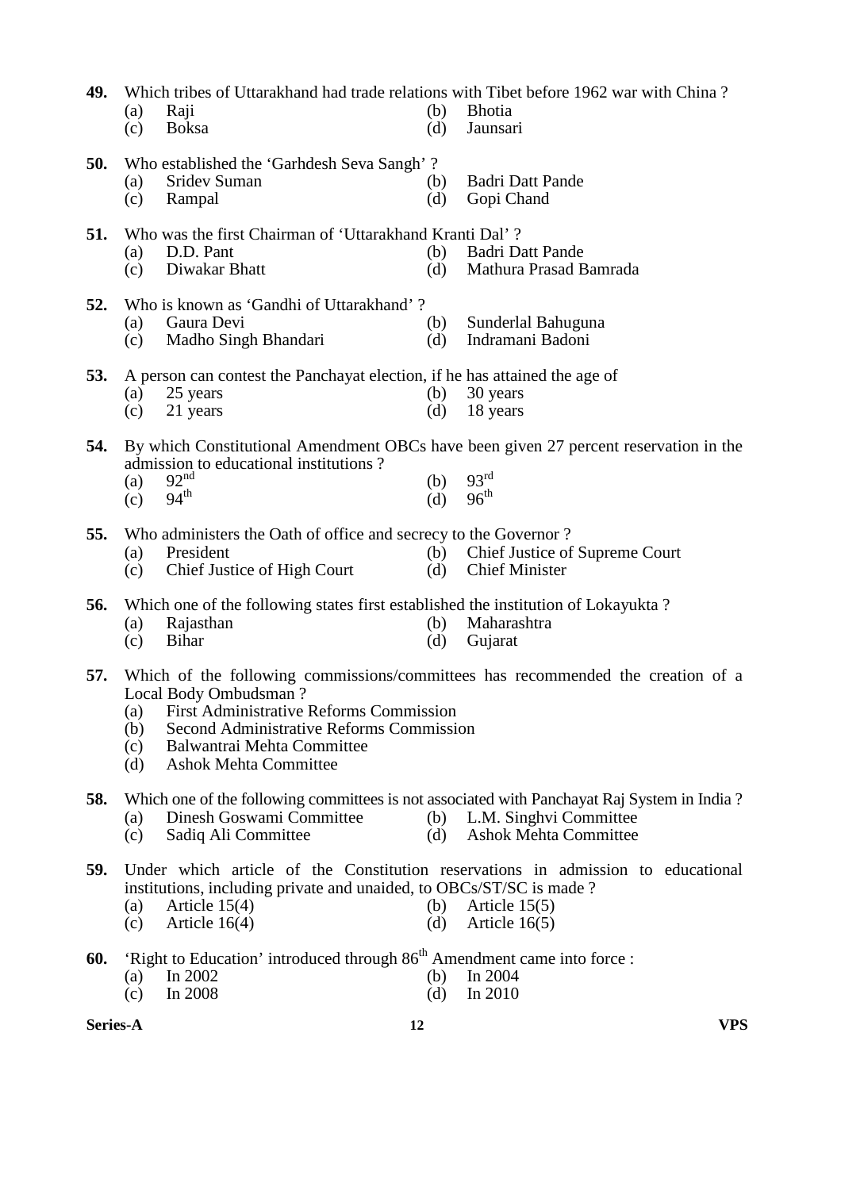**49.** Which tribes of Uttarakhand had trade relations with Tibet before 1962 war with China ?

(a) Raji
(b) Bhotia
(c) Boksa
(d) Jaunsari

**50.** Who established the 'Garhdesh Seva Sangh' ?

(a) Sridev Suman
(b) Badri Datt Pande
(c) Rampal
(d) Gopi Chand

**51.** Who was the first Chairman of 'Uttarakhand Kranti Dal' ?

(a) D.D. Pant
(b) Badri Datt Pande
(c) Diwakar Bhatt
(d) Mathura Prasad Bamrada

**52.** Who is known as 'Gandhi of Uttarakhand' ?

(a) Gaura Devi
(b) Sunderlal Bahuguna
(c) Madho Singh Bhandari
(d) Indramani Badoni

**53.** A person can contest the Panchayat election, if he has attained the age of

(a) 25 years
(b) 30 years
(c) 21 years
(d) 18 years

**54.** By which Constitutional Amendment OBCs have been given 27 percent reservation in the admission to educational institutions ?

(a) 92nd
(b) 93rd
(c) 94th
(d) 96th

**55.** Who administers the Oath of office and secrecy to the Governor ?

(a) President
(b) Chief Justice of Supreme Court
(c) Chief Justice of High Court
(d) Chief Minister

**56.** Which one of the following states first established the institution of Lokayukta ?

(a) Rajasthan
(b) Maharashtra
(c) Bihar
(d) Gujarat

**57.** Which of the following commissions/committees has recommended the creation of a Local Body Ombudsman ?

(a) First Administrative Reforms Commission
(b) Second Administrative Reforms Commission
(c) Balwantrai Mehta Committee
(d) Ashok Mehta Committee

**58.** Which one of the following committees is not associated with Panchayat Raj System in India ?

(a) Dinesh Goswami Committee
(b) L.M. Singhvi Committee
(c) Sadiq Ali Committee
(d) Ashok Mehta Committee

**59.** Under which article of the Constitution reservations in admission to educational institutions, including private and unaided, to OBCs/ST/SC is made ?

(a) Article 15(4)
(b) Article 15(5)
(c) Article 16(4)
(d) Article 16(5)

**60.** 'Right to Education' introduced through 86th Amendment came into force :

(a) In 2002
(b) In 2004
(c) In 2008
(d) In 2010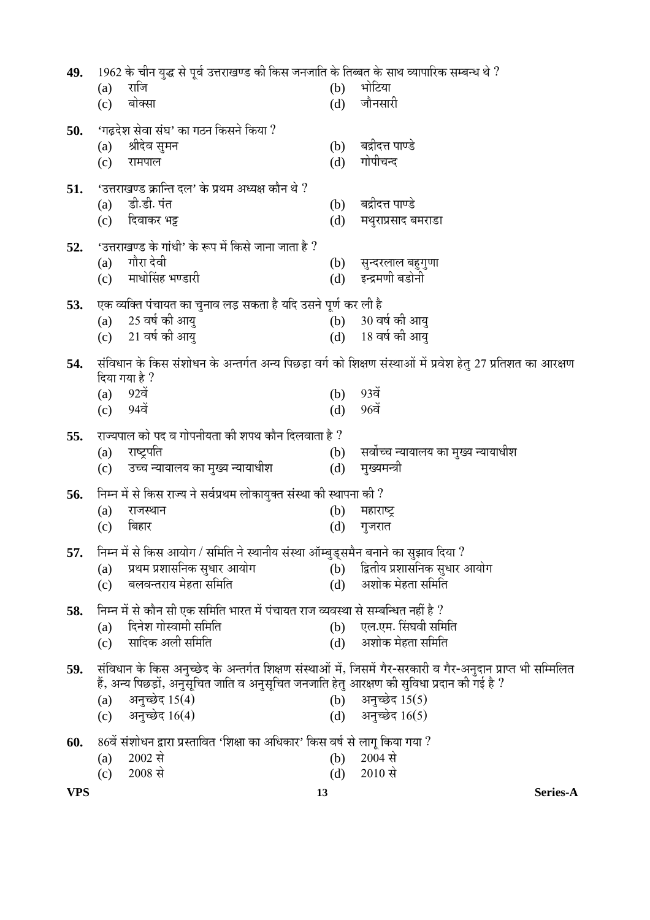**49.** 1962 के चीन युद्ध से पूर्व उत्तराखण्ड की किस जनजाति के तिब्बत के साथ व्यापारिक सम्बन्ध थे ?

(a) राजि
(b) भोटिया
(c) बोक्सा
(d) जौनसारी

**50.** 'गढ़देश सेवा संघ' का गठन किसने किया ?

(a) श्रीदेव सुमन
(b) बद्रीदत्त पाण्डे
(c) रामपाल
(d) गोपीचन्द

**51.** 'उत्तराखण्ड क्रान्ति दल' के प्रथम अध्यक्ष कौन थे ?

(a) डी.डी. पंत
(b) बद्रीदत्त पाण्डे
(c) दिवाकर भट्ट
(d) मथुराप्रसाद बमराडा

**52.** 'उत्तराखण्ड के गांधी' के रूप में किसे जाना जाता है ?

(a) गौरा देवी
(b) सुन्दरलाल बहुगुणा
(c) माधोसिंह भण्डारी
(d) इन्द्रमणी बडोनी

**53.** एक व्यक्ति पंचायत का चुनाव लड़ सकता है यदि उसने पूर्ण कर ली है

(a) 25 वर्ष की आयु
(b) 30 वर्ष की आयु
(c) 21 वर्ष की आयु
(d) 18 वर्ष की आयु

**54.** संविधान के किस संशोधन के अन्तर्गत अन्य पिछड़ा वर्ग को शिक्षण संस्थाओं में प्रवेश हेतु 27 प्रतिशत का आरक्षण दिया गया है ?

(a) 92वें
(b) 93वें
(c) 94वें
(d) 96वें

**55.** राज्यपाल को पद व गोपनीयता की शपथ कौन दिलवाता है ?

(a) राष्ट्रपति
(b) सर्वोच्च न्यायालय का मुख्य न्यायाधीश
(c) उच्च न्यायालय का मुख्य न्यायाधीश
(d) मुख्यमन्त्री

**56.** निम्न में से किस राज्य ने सर्वप्रथम लोकायुक्त संस्था की स्थापना की ?

(a) राजस्थान
(b) महाराष्ट्र
(c) बिहार
(d) गुजरात

**57.** निम्न में से किस आयोग / समिति ने स्थानीय संस्था ऑम्बुड्समैन बनाने का सुझाव दिया ?

(a) प्रथम प्रशासनिक सुधार आयोग
(b) द्वितीय प्रशासनिक सुधार आयोग
(c) बलवन्तराय मेहता समिति
(d) अशोक मेहता समिति

**58.** निम्न में से कौन सी एक समिति भारत में पंचायत राज व्यवस्था से सम्बन्धित नहीं है ?

(a) दिनेश गोस्वामी समिति
(b) एल.एम. सिंघवी समिति
(c) सादिक अली समिति
(d) अशोक मेहता समिति

**59.** संविधान के किस अनुच्छेद के अन्तर्गत शिक्षण संस्थाओं में, जिसमें गैर-सरकारी व गैर-अनुदान प्राप्त भी सम्मिलित हैं, अन्य पिछड़ों, अनुसूचित जाति व अनुसूचित जनजाति हेतु आरक्षण की सुविधा प्रदान की गई है ?

(a) अनुच्छेद 15(4)
(b) अनुच्छेद 15(5)
(c) अनुच्छेद 16(4)
(d) अनुच्छेद 16(5)

**60.** 86वें संशोधन द्वारा प्रस्तावित 'शिक्षा का अधिकार' किस वर्ष से लागू किया गया ?

(a) 2002 से
(b) 2004 से
(c) 2008 से
(d) 2010 से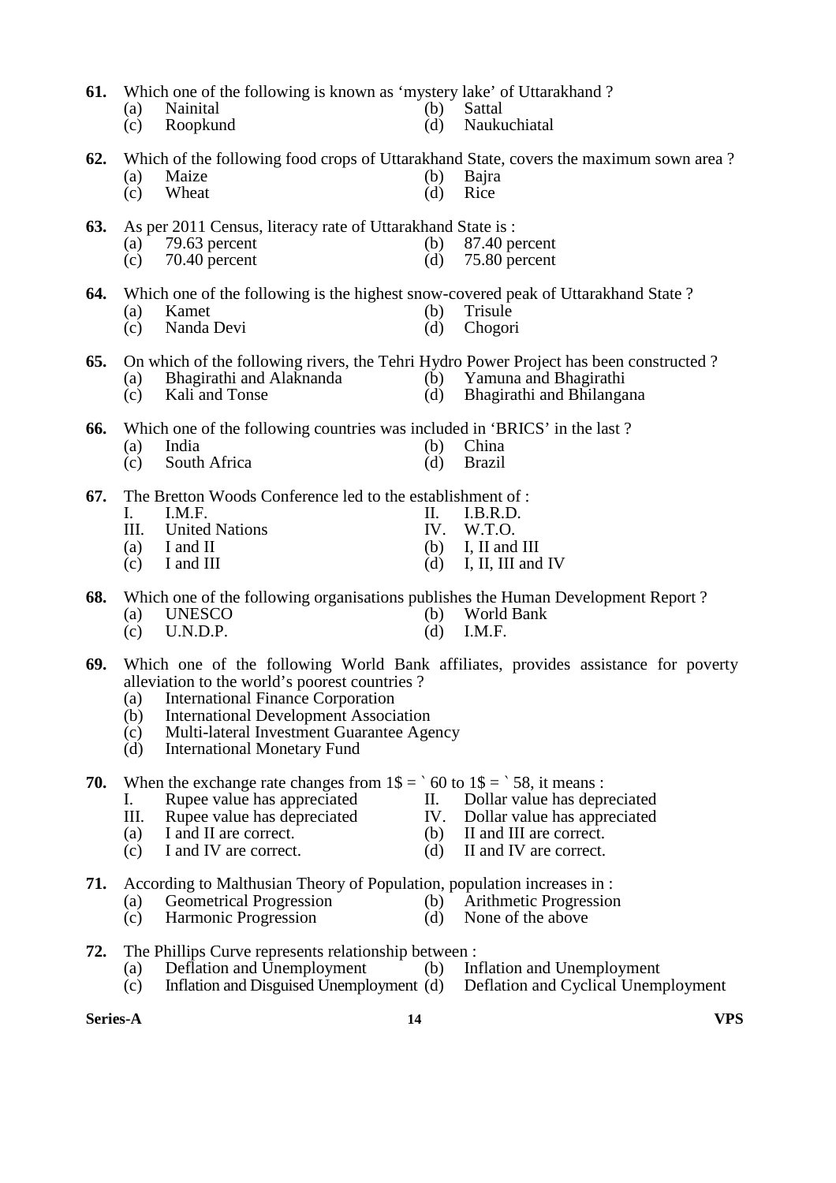**61.** Which one of the following is known as 'mystery lake' of Uttarakhand ?

(a) Nainital
(b) Sattal
(c) Roopkund
(d) Naukuchiatal

**62.** Which of the following food crops of Uttarakhand State, covers the maximum sown area ?

(a) Maize
(b) Bajra
(c) Wheat
(d) Rice

**63.** As per 2011 Census, literacy rate of Uttarakhand State is :

(a) 79.63 percent
(b) 87.40 percent
(c) 70.40 percent
(d) 75.80 percent

**64.** Which one of the following is the highest snow-covered peak of Uttarakhand State ?

(a) Kamet
(b) Trisule
(c) Nanda Devi
(d) Chogori

**65.** On which of the following rivers, the Tehri Hydro Power Project has been constructed ?

(a) Bhagirathi and Alaknanda
(b) Yamuna and Bhagirathi
(c) Kali and Tonse
(d) Bhagirathi and Bhilangana

**66.** Which one of the following countries was included in 'BRICS' in the last ?

(a) India
(b) China
(c) South Africa
(d) Brazil

**67.** The Bretton Woods Conference led to the establishment of :

I. I.M.F.
II. I.B.R.D.
III. United Nations
IV. W.T.O.

(a) I and II
(b) I, II and III
(c) I and III
(d) I, II, III and IV

**68.** Which one of the following organisations publishes the Human Development Report ?

(a) UNESCO
(b) World Bank
(c) U.N.D.P.
(d) I.M.F.

**69.** Which one of the following World Bank affiliates, provides assistance for poverty alleviation to the world's poorest countries ?

(a) International Finance Corporation
(b) International Development Association
(c) Multi-lateral Investment Guarantee Agency
(d) International Monetary Fund

**70.** When the exchange rate changes from 1$ = ` 60 to 1$ = ` 58, it means :

I. Rupee value has appreciated
II. Dollar value has depreciated
III. Rupee value has depreciated
IV. Dollar value has appreciated

(a) I and II are correct.
(b) II and III are correct.
(c) I and IV are correct.
(d) II and IV are correct.

**71.** According to Malthusian Theory of Population, population increases in :

(a) Geometrical Progression
(b) Arithmetic Progression
(c) Harmonic Progression
(d) None of the above

**72.** The Phillips Curve represents relationship between :

(a) Deflation and Unemployment
(b) Inflation and Unemployment
(c) Inflation and Disguised Unemployment
(d) Deflation and Cyclical Unemployment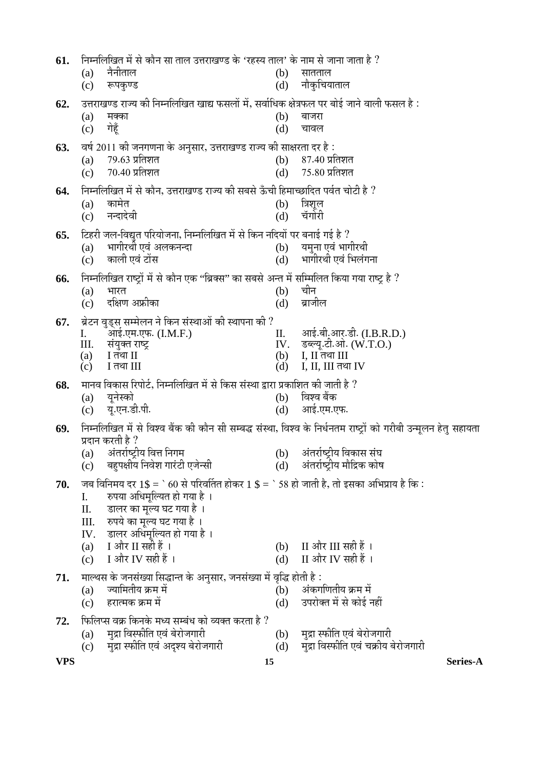**61.** निम्नलिखित में से कौन सा ताल उत्तराखण्ड के 'रहस्य ताल' के नाम से जाना जाता है ?

(a) नैनीताल  (b) सातताल
(c) रूपकुण्ड  (d) नौकुचियाताल

**62.** उत्तराखण्ड राज्य की निम्नलिखित खाद्य फसलों में, सर्वाधिक क्षेत्रफल पर बोई जाने वाली फसल है :

(a) मक्का  (b) बाजरा
(c) गेहूँ  (d) चावल

**63.** वर्ष 2011 की जनगणना के अनुसार, उत्तराखण्ड राज्य की साक्षरता दर है :

(a) 79.63 प्रतिशत  (b) 87.40 प्रतिशत
(c) 70.40 प्रतिशत  (d) 75.80 प्रतिशत

**64.** निम्नलिखित में से कौन, उत्तराखण्ड राज्य की सबसे ऊँची हिमाच्छादित पर्वत चोटी है ?

(a) कामेत  (b) त्रिशूल
(c) नन्दादेवी  (d) चॅगोरी

**65.** टिहरी जल-विद्युत परियोजना, निम्नलिखित में से किन नदियों पर बनाई गई है ?

(a) भागीरथी एवं अलकनन्दा  (b) यमुना एवं भागीरथी
(c) काली एवं टोंस  (d) भागीरथी एवं भिलंगना

**66.** निम्नलिखित राष्ट्रों में से कौन एक "ब्रिक्स" का सबसे अन्त में सम्मिलित किया गया राष्ट्र है ?

(a) भारत  (b) चीन
(c) दक्षिण अफ्रीका  (d) ब्राजील

**67.** ब्रेटन वुड्स सम्मेलन ने किन संस्थाओं की स्थापना की ?

I. आई.एम.एफ. (I.M.F.)  II. आई.बी.आर.डी. (I.B.R.D.)
III. संयुक्त राष्ट्र  IV. डब्ल्यू.टी.ओ. (W.T.O.)

(a) I तथा II  (b) I, II तथा III
(c) I तथा III  (d) I, II, III तथा IV

**68.** मानव विकास रिपोर्ट, निम्नलिखित में से किस संस्था द्वारा प्रकाशित की जाती है ?

(a) यूनेस्को  (b) विश्व बैंक
(c) यू.एन.डी.पी.  (d) आई.एम.एफ.

**69.** निम्नलिखित में से विश्व बैंक की कौन सी सम्बद्ध संस्था, विश्व के निर्धनतम राष्ट्रों को गरीबी उन्मूलन हेतु सहायता प्रदान करती है ?

(a) अंतर्राष्ट्रीय वित्त निगम  (b) अंतर्राष्ट्रीय विकास संघ
(c) बहुपक्षीय निवेश गारंटी एजेन्सी  (d) अंतर्राष्ट्रीय मौद्रिक कोष

**70.** जब विनिमय दर 1$ = ` 60 से परिवर्तित होकर 1 $ = ` 58 हो जाती है, तो इसका अभिप्राय है कि :

I. रुपया अधिमूल्यित हो गया है ।
II. डालर का मूल्य घट गया है ।
III. रुपये का मूल्य घट गया है ।
IV. डालर अधिमूल्यित हो गया है ।

(a) I और II सही हैं ।  (b) II और III सही हैं ।
(c) I और IV सही हैं ।  (d) II और IV सही हैं ।

**71.** माल्थस के जनसंख्या सिद्धान्त के अनुसार, जनसंख्या में वृद्धि होती है :

(a) ज्यामितीय क्रम में  (b) अंकगणितीय क्रम में
(c) हरात्मक क्रम में  (d) उपरोक्त में से कोई नहीं

**72.** फिलिप्स वक्र किनके मध्य सम्बंध को व्यक्त करता है ?

(a) मुद्रा विस्फीति एवं बेरोजगारी  (b) मुद्रा स्फीति एवं बेरोजगारी
(c) मुद्रा स्फीति एवं अदृश्य बेरोजगारी  (d) मुद्रा विस्फीति एवं चक्रीय बेरोजगारी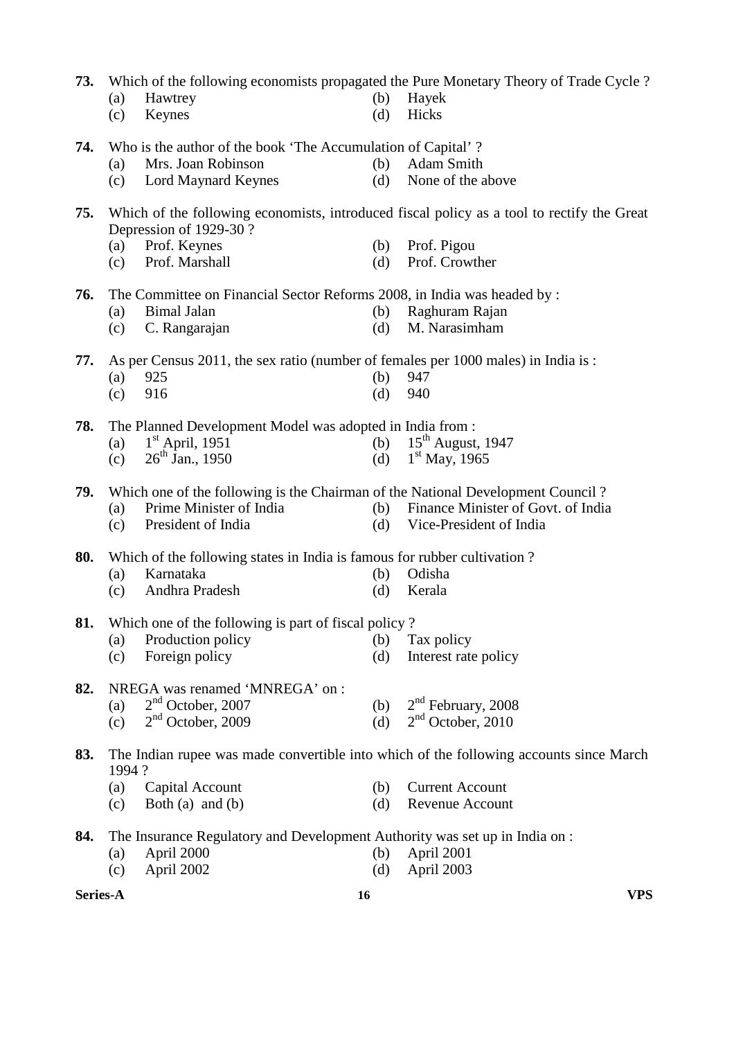**73.** Which of the following economists propagated the Pure Monetary Theory of Trade Cycle ?

(a) Hawtrey  (b) Hayek
(c) Keynes  (d) Hicks

**74.** Who is the author of the book 'The Accumulation of Capital' ?

(a) Mrs. Joan Robinson  (b) Adam Smith
(c) Lord Maynard Keynes  (d) None of the above

**75.** Which of the following economists, introduced fiscal policy as a tool to rectify the Great Depression of 1929-30 ?

(a) Prof. Keynes  (b) Prof. Pigou
(c) Prof. Marshall  (d) Prof. Crowther

**76.** The Committee on Financial Sector Reforms 2008, in India was headed by :

(a) Bimal Jalan  (b) Raghuram Rajan
(c) C. Rangarajan  (d) M. Narasimham

**77.** As per Census 2011, the sex ratio (number of females per 1000 males) in India is :

(a) 925  (b) 947
(c) 916  (d) 940

**78.** The Planned Development Model was adopted in India from :

(a) 1st April, 1951  (b) 15th August, 1947
(c) 26th Jan., 1950  (d) 1st May, 1965

**79.** Which one of the following is the Chairman of the National Development Council ?

(a) Prime Minister of India  (b) Finance Minister of Govt. of India
(c) President of India  (d) Vice-President of India

**80.** Which of the following states in India is famous for rubber cultivation ?

(a) Karnataka  (b) Odisha
(c) Andhra Pradesh  (d) Kerala

**81.** Which one of the following is part of fiscal policy ?

(a) Production policy  (b) Tax policy
(c) Foreign policy  (d) Interest rate policy

**82.** NREGA was renamed 'MNREGA' on :

(a) 2nd October, 2007  (b) 2nd February, 2008
(c) 2nd October, 2009  (d) 2nd October, 2010

**83.** The Indian rupee was made convertible into which of the following accounts since March 1994 ?

(a) Capital Account  (b) Current Account
(c) Both (a) and (b)  (d) Revenue Account

**84.** The Insurance Regulatory and Development Authority was set up in India on :

(a) April 2000  (b) April 2001
(c) April 2002  (d) April 2003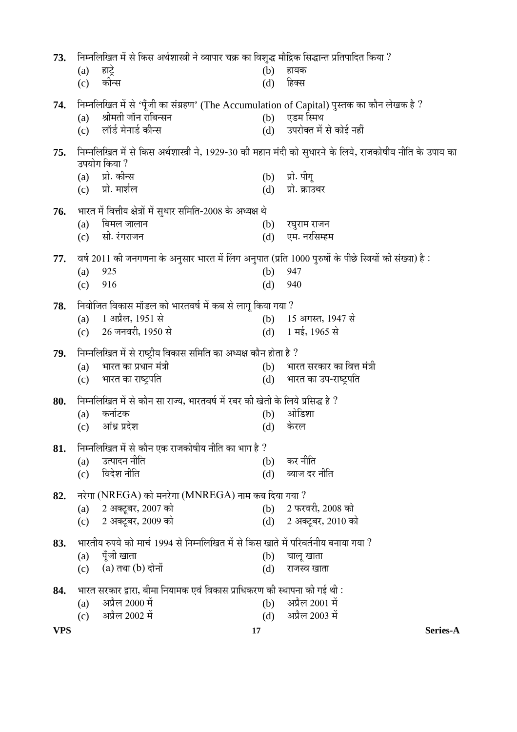**73.** निम्नलिखित में से किस अर्थशास्त्री ने व्यापार चक्र का विशुद्ध मौद्रिक सिद्धान्त प्रतिपादित किया ?

(a) हाट्रे
(b) हायक
(c) कीन्स
(d) हिक्स

**74.** निम्नलिखित में से 'पूँजी का संग्रहण' (The Accumulation of Capital) पुस्तक का कौन लेखक है ?

(a) श्रीमती जॉन राबिन्सन
(b) एडम स्मिथ
(c) लॉर्ड मेनार्ड कीन्स
(d) उपरोक्त में से कोई नहीं

**75.** निम्नलिखित में से किस अर्थशास्त्री ने, 1929-30 की महान मंदी को सुधारने के लिये, राजकोषीय नीति के उपाय का उपयोग किया ?

(a) प्रो. कीन्स
(b) प्रो. पीगू
(c) प्रो. मार्शल
(d) प्रो. क्राउथर

**76.** भारत में वित्तीय क्षेत्रों में सुधार समिति-2008 के अध्यक्ष थे

(a) बिमल जालान
(b) रघुराम राजन
(c) सी. रंगराजन
(d) एम. नरसिम्हम

**77.** वर्ष 2011 की जनगणना के अनुसार भारत में लिंग अनुपात (प्रति 1000 पुरुषों के पीछे स्त्रियों की संख्या) है :

(a) 925
(b) 947
(c) 916
(d) 940

**78.** नियोजित विकास मॉडल को भारतवर्ष में कब से लागू किया गया ?

(a) 1 अप्रैल, 1951 से
(b) 15 अगस्त, 1947 से
(c) 26 जनवरी, 1950 से
(d) 1 मई, 1965 से

**79.** निम्नलिखित में से राष्ट्रीय विकास समिति का अध्यक्ष कौन होता है ?

(a) भारत का प्रधान मंत्री
(b) भारत सरकार का वित्त मंत्री
(c) भारत का राष्ट्रपति
(d) भारत का उप-राष्ट्रपति

**80.** निम्नलिखित में से कौन सा राज्य, भारतवर्ष में रबर की खेती के लिये प्रसिद्ध है ?

(a) कर्नाटक
(b) ओडिशा
(c) आंध्र प्रदेश
(d) केरल

**81.** निम्नलिखित में से कौन एक राजकोषीय नीति का भाग है ?

(a) उत्पादन नीति
(b) कर नीति
(c) विदेश नीति
(d) ब्याज दर नीति

**82.** नरेगा (NREGA) को मनरेगा (MNREGA) नाम कब दिया गया ?

(a) 2 अक्टूबर, 2007 को
(b) 2 फरवरी, 2008 को
(c) 2 अक्टूबर, 2009 को
(d) 2 अक्टूबर, 2010 को

**83.** भारतीय रुपये को मार्च 1994 से निम्नलिखित में से किस खाते में परिवर्तनीय बनाया गया ?

(a) पूँजी खाता
(b) चालू खाता
(c) (a) तथा (b) दोनों
(d) राजस्व खाता

**84.** भारत सरकार द्वारा, बीमा नियामक एवं विकास प्राधिकरण की स्थापना की गई थी :

(a) अप्रैल 2000 में
(b) अप्रैल 2001 में
(c) अप्रैल 2002 में
(d) अप्रैल 2003 में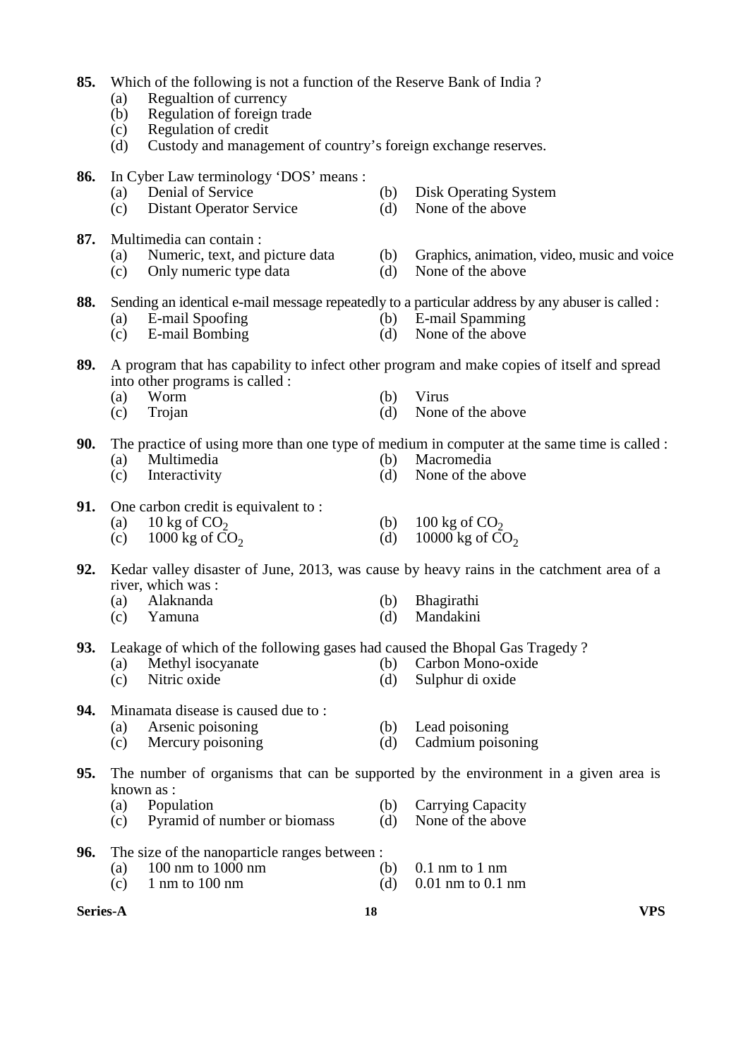**85.** Which of the following is not a function of the Reserve Bank of India ?
- (a) Regualtion of currency
- (b) Regulation of foreign trade
- (c) Regulation of credit
- (d) Custody and management of country's foreign exchange reserves.

**86.** In Cyber Law terminology 'DOS' means :
- (a) Denial of Service
- (b) Disk Operating System
- (c) Distant Operator Service
- (d) None of the above

**87.** Multimedia can contain :
- (a) Numeric, text, and picture data
- (b) Graphics, animation, video, music and voice
- (c) Only numeric type data
- (d) None of the above

**88.** Sending an identical e-mail message repeatedly to a particular address by any abuser is called :
- (a) E-mail Spoofing
- (b) E-mail Spamming
- (c) E-mail Bombing
- (d) None of the above

**89.** A program that has capability to infect other program and make copies of itself and spread into other programs is called :
- (a) Worm
- (b) Virus
- (c) Trojan
- (d) None of the above

**90.** The practice of using more than one type of medium in computer at the same time is called :
- (a) Multimedia
- (b) Macromedia
- (c) Interactivity
- (d) None of the above

**91.** One carbon credit is equivalent to :
- (a) 10 kg of $CO_2$
- (b) 100 kg of $CO_2$
- (c) 1000 kg of $CO_2$
- (d) 10000 kg of $CO_2$

**92.** Kedar valley disaster of June, 2013, was cause by heavy rains in the catchment area of a river, which was :
- (a) Alaknanda
- (b) Bhagirathi
- (c) Yamuna
- (d) Mandakini

**93.** Leakage of which of the following gases had caused the Bhopal Gas Tragedy ?
- (a) Methyl isocyanate
- (b) Carbon Mono-oxide
- (c) Nitric oxide
- (d) Sulphur di oxide

**94.** Minamata disease is caused due to :
- (a) Arsenic poisoning
- (b) Lead poisoning
- (c) Mercury poisoning
- (d) Cadmium poisoning

**95.** The number of organisms that can be supported by the environment in a given area is known as :
- (a) Population
- (b) Carrying Capacity
- (c) Pyramid of number or biomass
- (d) None of the above

**96.** The size of the nanoparticle ranges between :
- (a) 100 nm to 1000 nm
- (b) 0.1 nm to 1 nm
- (c) 1 nm to 100 nm
- (d) 0.01 nm to 0.1 nm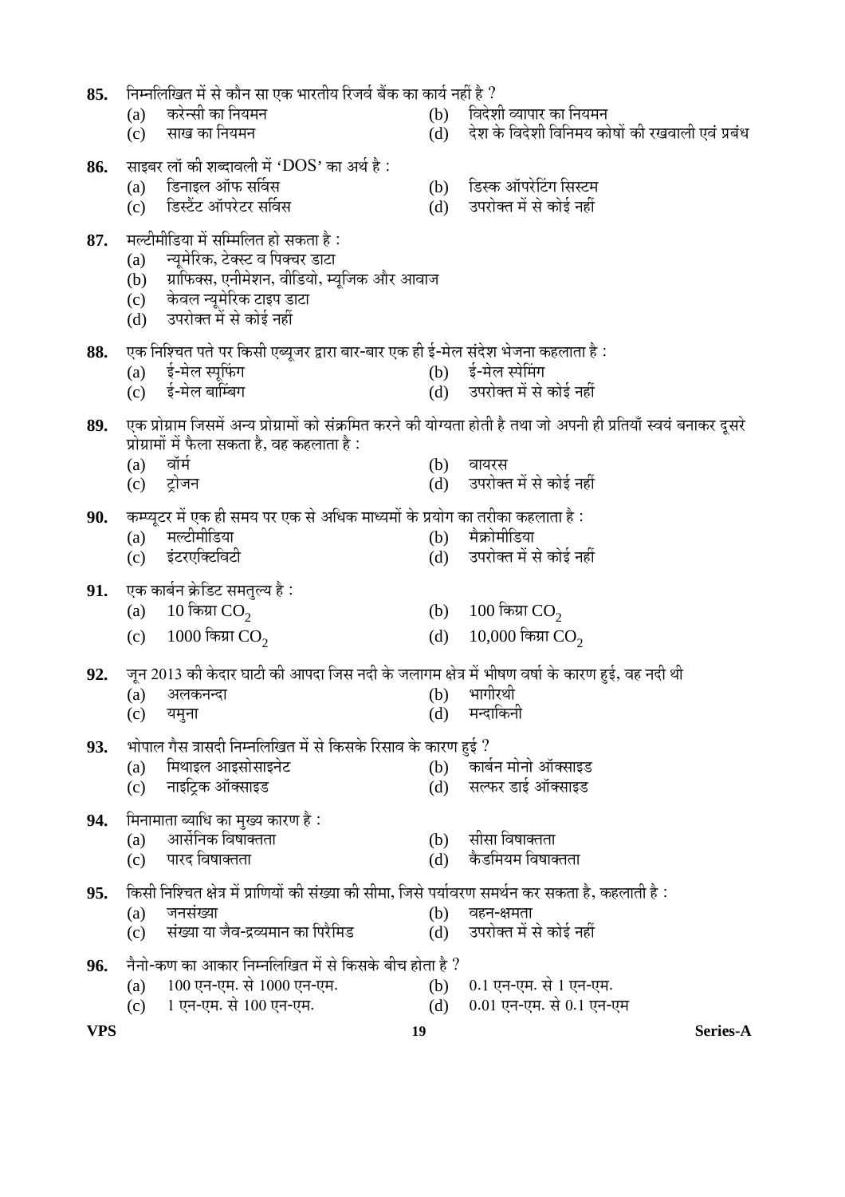**85.** निम्नलिखित में से कौन सा एक भारतीय रिजर्व बैंक का कार्य नहीं है ?

(a) करेन्सी का नियमन
(b) विदेशी व्यापार का नियमन
(c) साख का नियमन
(d) देश के विदेशी विनिमय कोषों की रखवाली एवं प्रबंध

**86.** साइबर लॉ की शब्दावली में 'DOS' का अर्थ है :

(a) डिनाइल ऑफ सर्विस
(b) डिस्क ऑपरेटिंग सिस्टम
(c) डिस्टैंट ऑपरेटर सर्विस
(d) उपरोक्त में से कोई नहीं

**87.** मल्टीमीडिया में सम्मिलित हो सकता है :

(a) न्यूमेरिक, टेक्स्ट व पिक्चर डाटा
(b) ग्राफिक्स, एनीमेशन, वीडियो, म्यूजिक और आवाज
(c) केवल न्यूमेरिक टाइप डाटा
(d) उपरोक्त में से कोई नहीं

**88.** एक निश्चित पते पर किसी एब्यूजर द्वारा बार-बार एक ही ई-मेल संदेश भेजना कहलाता है :

(a) ई-मेल स्पूफिंग
(b) ई-मेल स्पेमिंग
(c) ई-मेल बाम्बिंग
(d) उपरोक्त में से कोई नहीं

**89.** एक प्रोग्राम जिसमें अन्य प्रोग्रामों को संक्रमित करने की योग्यता होती है तथा जो अपनी ही प्रतियाँ स्वयं बनाकर दूसरे प्रोग्रामों में फैला सकता है, वह कहलाता है :

(a) वॉर्म
(b) वायरस
(c) ट्रोजन
(d) उपरोक्त में से कोई नहीं

**90.** कम्प्यूटर में एक ही समय पर एक से अधिक माध्यमों के प्रयोग का तरीका कहलाता है :

(a) मल्टीमीडिया
(b) मैक्रोमीडिया
(c) इंटरएक्टिविटी
(d) उपरोक्त में से कोई नहीं

**91.** एक कार्बन क्रेडिट समतुल्य है :

(a) 10 किग्रा $CO_2$
(b) 100 किग्रा $CO_2$
(c) 1000 किग्रा $CO_2$
(d) 10,000 किग्रा $CO_2$

**92.** जून 2013 की केदार घाटी की आपदा जिस नदी के जलागम क्षेत्र में भीषण वर्षा के कारण हुई, वह नदी थी

(a) अलकनन्दा
(b) भागीरथी
(c) यमुना
(d) मन्दाकिनी

**93.** भोपाल गैस त्रासदी निम्नलिखित में से किसके रिसाव के कारण हुई ?

(a) मिथाइल आइसोसाइनेट
(b) कार्बन मोनो ऑक्साइड
(c) नाइट्रिक ऑक्साइड
(d) सल्फर डाई ऑक्साइड

**94.** मिनामाता व्याधि का मुख्य कारण है :

(a) आर्सेनिक विषाक्तता
(b) सीसा विषाक्तता
(c) पारद विषाक्तता
(d) कैडमियम विषाक्तता

**95.** किसी निश्चित क्षेत्र में प्राणियों की संख्या की सीमा, जिसे पर्यावरण समर्थन कर सकता है, कहलाती है :

(a) जनसंख्या
(b) वहन-क्षमता
(c) संख्या या जैव-द्रव्यमान का पिरैमिड
(d) उपरोक्त में से कोई नहीं

**96.** नैनो-कण का आकार निम्नलिखित में से किसके बीच होता है ?

(a) 100 एन-एम. से 1000 एन-एम.
(b) 0.1 एन-एम. से 1 एन-एम.
(c) 1 एन-एम. से 100 एन-एम.
(d) 0.01 एन-एम. से 0.1 एन-एम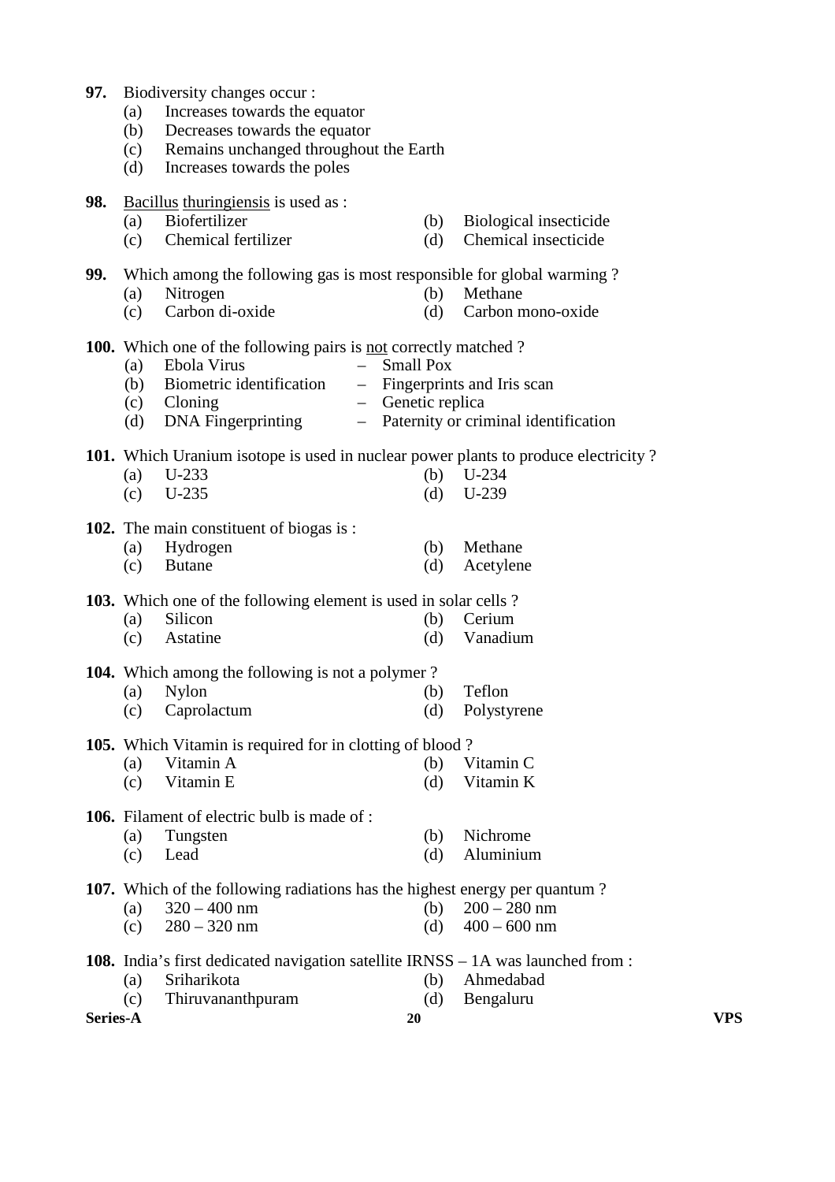**97.** Biodiversity changes occur :

(a) Increases towards the equator
(b) Decreases towards the equator
(c) Remains unchanged throughout the Earth
(d) Increases towards the poles

**98.** Bacillus thuringiensis is used as :

(a) Biofertilizer
(b) Biological insecticide
(c) Chemical fertilizer
(d) Chemical insecticide

**99.** Which among the following gas is most responsible for global warming ?

(a) Nitrogen
(b) Methane
(c) Carbon di-oxide
(d) Carbon mono-oxide

**100.** Which one of the following pairs is not correctly matched ?

(a) Ebola Virus – Small Pox
(b) Biometric identification – Fingerprints and Iris scan
(c) Cloning – Genetic replica
(d) DNA Fingerprinting – Paternity or criminal identification

**101.** Which Uranium isotope is used in nuclear power plants to produce electricity ?

(a) U-233
(b) U-234
(c) U-235
(d) U-239

**102.** The main constituent of biogas is :

(a) Hydrogen
(b) Methane
(c) Butane
(d) Acetylene

**103.** Which one of the following element is used in solar cells ?

(a) Silicon
(b) Cerium
(c) Astatine
(d) Vanadium

**104.** Which among the following is not a polymer ?

(a) Nylon
(b) Teflon
(c) Caprolactum
(d) Polystyrene

**105.** Which Vitamin is required for in clotting of blood ?

(a) Vitamin A
(b) Vitamin C
(c) Vitamin E
(d) Vitamin K

**106.** Filament of electric bulb is made of :

(a) Tungsten
(b) Nichrome
(c) Lead
(d) Aluminium

**107.** Which of the following radiations has the highest energy per quantum ?

(a) 320 – 400 nm
(b) 200 – 280 nm
(c) 280 – 320 nm
(d) 400 – 600 nm

**108.** India's first dedicated navigation satellite IRNSS – 1A was launched from :

(a) Sriharikota
(b) Ahmedabad
(c) Thiruvananthpuram
(d) Bengaluru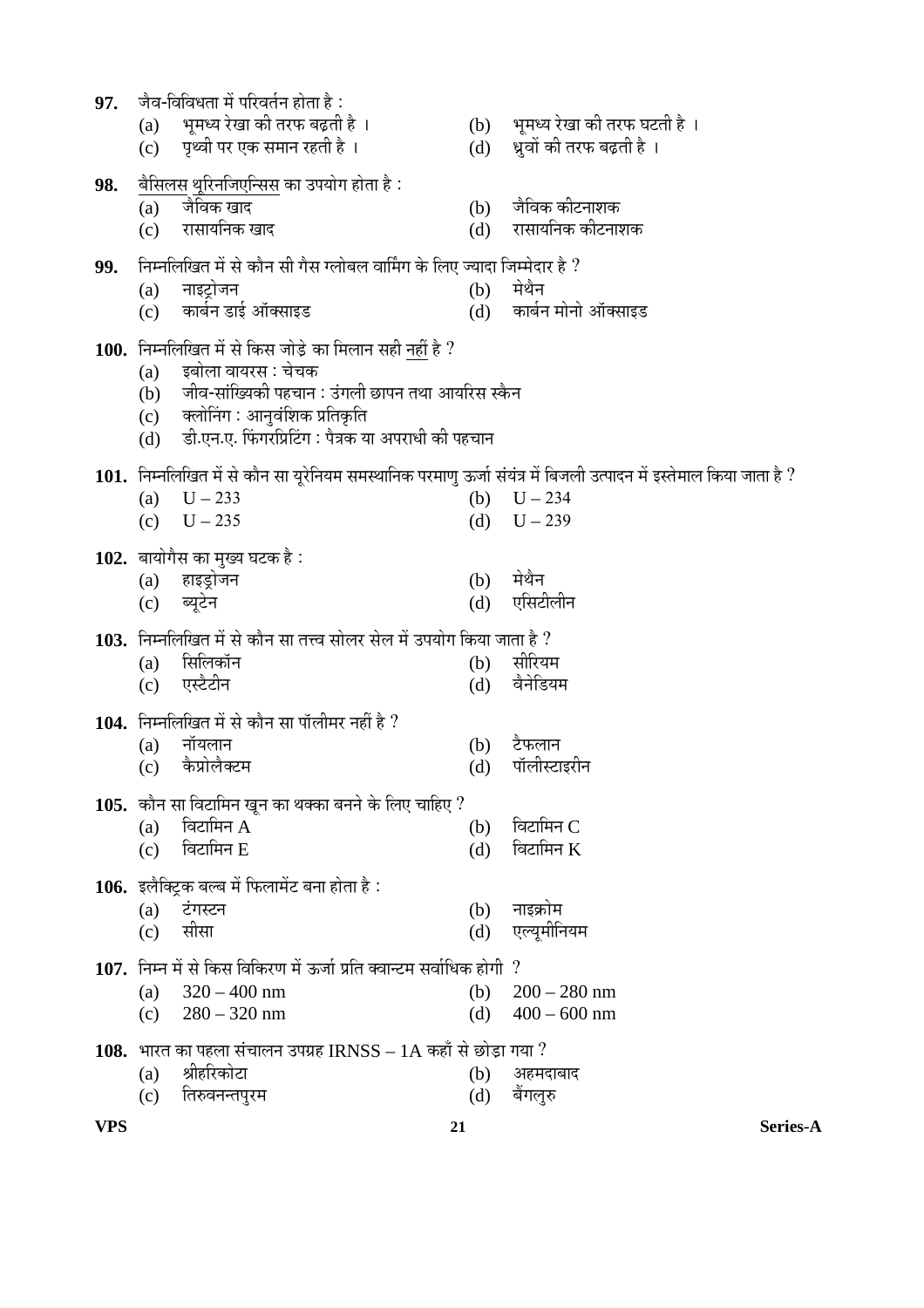**97.** जैव-विविधता में परिवर्तन होता है :

(a) भूमध्य रेखा की तरफ बढ़ती है ।
(b) भूमध्य रेखा की तरफ घटती है ।
(c) पृथ्वी पर एक समान रहती है ।
(d) ध्रुवों की तरफ बढ़ती है ।

**98.** बैसिलस थूरिनजिएन्सिस का उपयोग होता है :

(a) जैविक खाद
(b) जैविक कीटनाशक
(c) रासायनिक खाद
(d) रासायनिक कीटनाशक

**99.** निम्नलिखित में से कौन सी गैस ग्लोबल वार्मिंग के लिए ज्यादा जिम्मेदार है ?

(a) नाइट्रोजन
(b) मेथैन
(c) कार्बन डाई ऑक्साइड
(d) कार्बन मोनो ऑक्साइड

**100.** निम्नलिखित में से किस जोड़े का मिलान सही नहीं है ?

(a) इबोला वायरस : चेचक
(b) जीव-सांख्यिकी पहचान : उंगली छापन तथा आयरिस स्कैन
(c) क्लोनिंग : आनुवंशिक प्रतिकृति
(d) डी.एन.ए. फिंगरप्रिंटिंग : पैत्रक या अपराधी की पहचान

**101.** निम्नलिखित में से कौन सा यूरेनियम समस्थानिक परमाणु ऊर्जा संयंत्र में बिजली उत्पादन में इस्तेमाल किया जाता है ?

(a) U – 233
(b) U – 234
(c) U – 235
(d) U – 239

**102.** बायोगैस का मुख्य घटक है :

(a) हाइड्रोजन
(b) मेथैन
(c) ब्यूटेन
(d) एसिटीलीन

**103.** निम्नलिखित में से कौन सा तत्त्व सोलर सेल में उपयोग किया जाता है ?

(a) सिलिकॉन
(b) सीरियम
(c) एस्टैटीन
(d) वैनेडियम

**104.** निम्नलिखित में से कौन सा पॉलीमर नहीं है ?

(a) नॉयलान
(b) टैफलान
(c) कैप्रोलैक्टम
(d) पॉलीस्टाइरीन

**105.** कौन सा विटामिन खून का थक्का बनने के लिए चाहिए ?

(a) विटामिन A
(b) विटामिन C
(c) विटामिन E
(d) विटामिन K

**106.** इलैक्ट्रिक बल्ब में फिलामेंट बना होता है :

(a) टंगस्टन
(b) नाइक्रोम
(c) सीसा
(d) एल्यूमीनियम

**107.** निम्न में से किस विकिरण में ऊर्जा प्रति क्वान्टम सर्वाधिक होगी ?

(a) 320 – 400 nm
(b) 200 – 280 nm
(c) 280 – 320 nm
(d) 400 – 600 nm

**108.** भारत का पहला संचालन उपग्रह IRNSS – 1A कहाँ से छोड़ा गया ?

(a) श्रीहरिकोटा
(b) अहमदाबाद
(c) तिरुवनन्तपुरम
(d) बैंगलुरु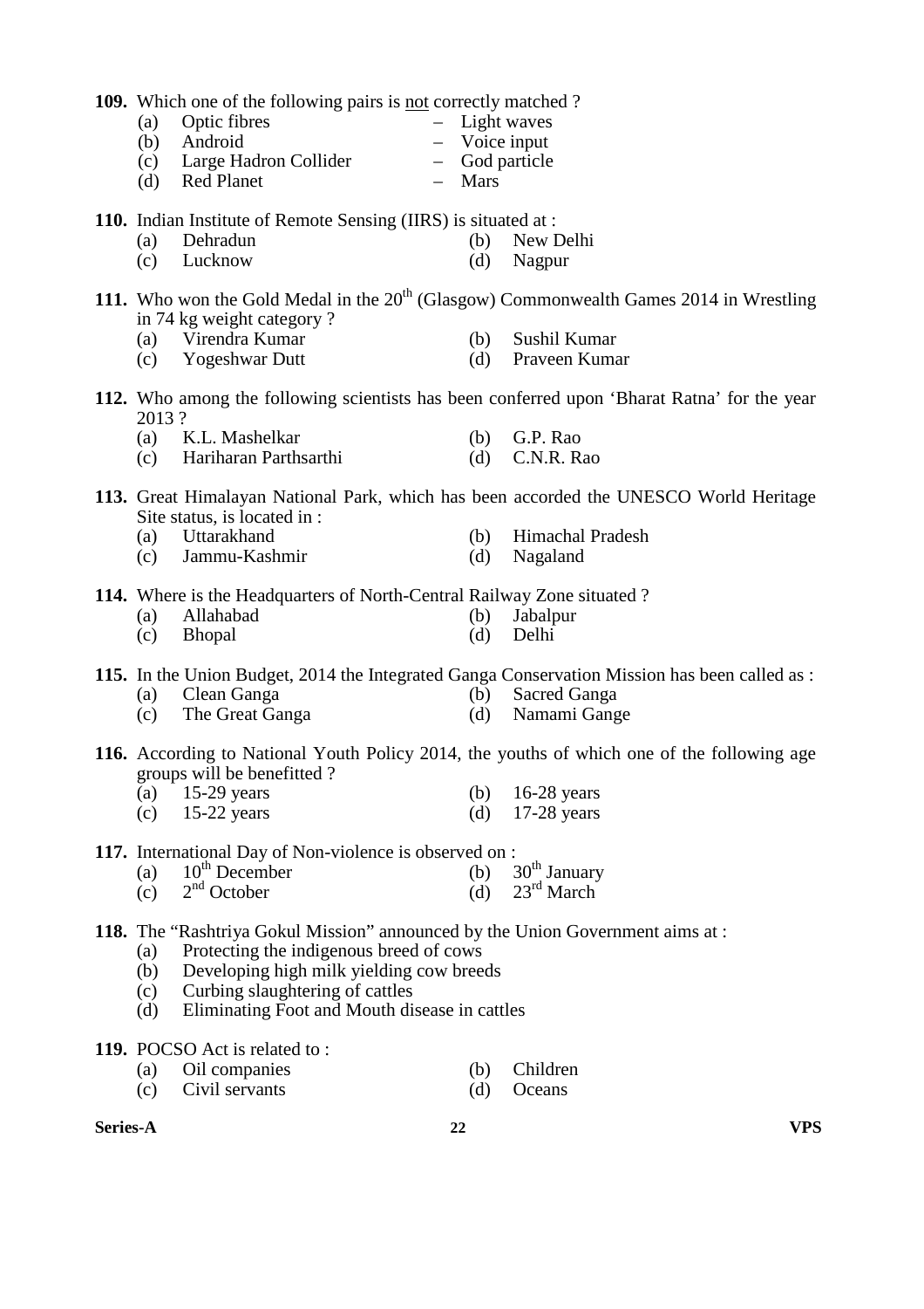**109.** Which one of the following pairs is <u>not</u> correctly matched ?

(a) Optic fibres – Light waves
(b) Android – Voice input
(c) Large Hadron Collider – God particle
(d) Red Planet – Mars

**110.** Indian Institute of Remote Sensing (IIRS) is situated at :

(a) Dehradun (b) New Delhi
(c) Lucknow (d) Nagpur

**111.** Who won the Gold Medal in the 20th (Glasgow) Commonwealth Games 2014 in Wrestling in 74 kg weight category ?

(a) Virendra Kumar (b) Sushil Kumar
(c) Yogeshwar Dutt (d) Praveen Kumar

**112.** Who among the following scientists has been conferred upon 'Bharat Ratna' for the year 2013 ?

(a) K.L. Mashelkar (b) G.P. Rao
(c) Hariharan Parthsarthi (d) C.N.R. Rao

**113.** Great Himalayan National Park, which has been accorded the UNESCO World Heritage Site status, is located in :

(a) Uttarakhand (b) Himachal Pradesh
(c) Jammu-Kashmir (d) Nagaland

**114.** Where is the Headquarters of North-Central Railway Zone situated ?

(a) Allahabad (b) Jabalpur
(c) Bhopal (d) Delhi

**115.** In the Union Budget, 2014 the Integrated Ganga Conservation Mission has been called as :

(a) Clean Ganga (b) Sacred Ganga
(c) The Great Ganga (d) Namami Gange

**116.** According to National Youth Policy 2014, the youths of which one of the following age groups will be benefitted ?

(a) 15-29 years (b) 16-28 years
(c) 15-22 years (d) 17-28 years

**117.** International Day of Non-violence is observed on :

(a) 10th December (b) 30th January
(c) 2nd October (d) 23rd March

**118.** The "Rashtriya Gokul Mission" announced by the Union Government aims at :

(a) Protecting the indigenous breed of cows
(b) Developing high milk yielding cow breeds
(c) Curbing slaughtering of cattles
(d) Eliminating Foot and Mouth disease in cattles

**119.** POCSO Act is related to :

(a) Oil companies (b) Children
(c) Civil servants (d) Oceans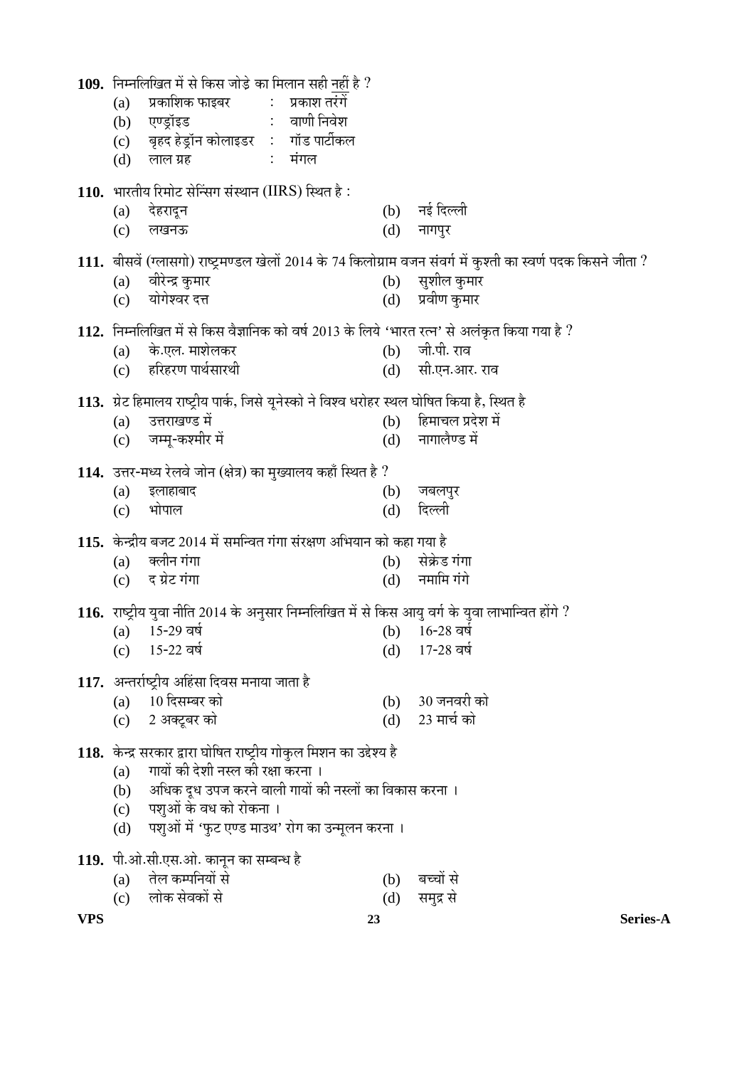**109.** निम्नलिखित में से किस जोड़े का मिलान सही नहीं है ?

(a) प्रकाशिक फाइबर : प्रकाश तरंगें
(b) एण्ड्रॉइड : वाणी निवेश
(c) बृहद हेड्रॉन कोलाइडर : गॉड पार्टीकल
(d) लाल ग्रह : मंगल

**110.** भारतीय रिमोट सेन्सिंग संस्थान (IIRS) स्थित है :

(a) देहरादून
(b) नई दिल्ली
(c) लखनऊ
(d) नागपुर

**111.** बीसवें (ग्लासगो) राष्ट्रमण्डल खेलों 2014 के 74 किलोग्राम वजन संवर्ग में कुश्ती का स्वर्ण पदक किसने जीता ?

(a) वीरेन्द्र कुमार
(b) सुशील कुमार
(c) योगेश्वर दत्त
(d) प्रवीण कुमार

**112.** निम्नलिखित में से किस वैज्ञानिक को वर्ष 2013 के लिये 'भारत रत्न' से अलंकृत किया गया है ?

(a) के.एल. माशेलकर
(b) जी.पी. राव
(c) हरिहरण पार्थसारथी
(d) सी.एन.आर. राव

**113.** ग्रेट हिमालय राष्ट्रीय पार्क, जिसे यूनेस्को ने विश्व धरोहर स्थल घोषित किया है, स्थित है

(a) उत्तराखण्ड में
(b) हिमाचल प्रदेश में
(c) जम्मू-कश्मीर में
(d) नागालैण्ड में

**114.** उत्तर-मध्य रेलवे जोन (क्षेत्र) का मुख्यालय कहाँ स्थित है ?

(a) इलाहाबाद
(b) जबलपुर
(c) भोपाल
(d) दिल्ली

**115.** केन्द्रीय बजट 2014 में समन्वित गंगा संरक्षण अभियान को कहा गया है

(a) क्लीन गंगा
(b) सेक्रेड गंगा
(c) द ग्रेट गंगा
(d) नमामि गंगे

**116.** राष्ट्रीय युवा नीति 2014 के अनुसार निम्नलिखित में से किस आयु वर्ग के युवा लाभान्वित होंगे ?

(a) 15-29 वर्ष
(b) 16-28 वर्ष
(c) 15-22 वर्ष
(d) 17-28 वर्ष

**117.** अन्तर्राष्ट्रीय अहिंसा दिवस मनाया जाता है

(a) 10 दिसम्बर को
(b) 30 जनवरी को
(c) 2 अक्टूबर को
(d) 23 मार्च को

**118.** केन्द्र सरकार द्वारा घोषित राष्ट्रीय गोकुल मिशन का उद्देश्य है

(a) गायों की देशी नस्ल की रक्षा करना ।
(b) अधिक दूध उपज करने वाली गायों की नस्लों का विकास करना ।
(c) पशुओं के वध को रोकना ।
(d) पशुओं में 'फुट एण्ड माउथ' रोग का उन्मूलन करना ।

**119.** पी.ओ.सी.एस.ओ. कानून का सम्बन्ध है

(a) तेल कम्पनियों से
(b) बच्चों से
(c) लोक सेवकों से
(d) समुद्र से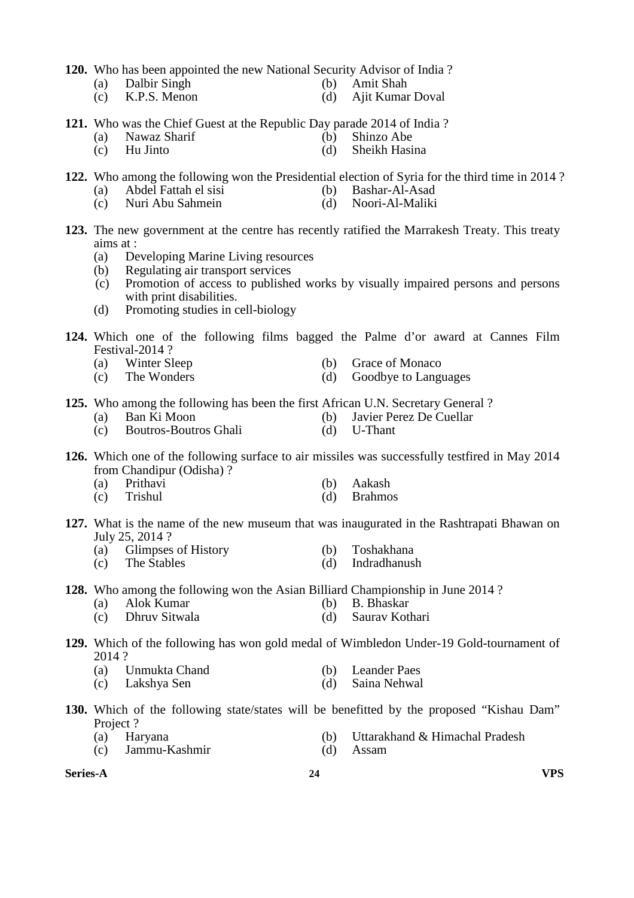**120.** Who has been appointed the new National Security Advisor of India ?

(a) Dalbir Singh  (b) Amit Shah
(c) K.P.S. Menon  (d) Ajit Kumar Doval

**121.** Who was the Chief Guest at the Republic Day parade 2014 of India ?

(a) Nawaz Sharif  (b) Shinzo Abe
(c) Hu Jinto  (d) Sheikh Hasina

**122.** Who among the following won the Presidential election of Syria for the third time in 2014 ?

(a) Abdel Fattah el sisi  (b) Bashar-Al-Asad
(c) Nuri Abu Sahmein  (d) Noori-Al-Maliki

**123.** The new government at the centre has recently ratified the Marrakesh Treaty. This treaty aims at :

(a) Developing Marine Living resources
(b) Regulating air transport services
(c) Promotion of access to published works by visually impaired persons and persons with print disabilities.
(d) Promoting studies in cell-biology

**124.** Which one of the following films bagged the Palme d'or award at Cannes Film Festival-2014 ?

(a) Winter Sleep  (b) Grace of Monaco
(c) The Wonders  (d) Goodbye to Languages

**125.** Who among the following has been the first African U.N. Secretary General ?

(a) Ban Ki Moon  (b) Javier Perez De Cuellar
(c) Boutros-Boutros Ghali  (d) U-Thant

**126.** Which one of the following surface to air missiles was successfully testfired in May 2014 from Chandipur (Odisha) ?

(a) Prithavi  (b) Aakash
(c) Trishul  (d) Brahmos

**127.** What is the name of the new museum that was inaugurated in the Rashtrapati Bhawan on July 25, 2014 ?

(a) Glimpses of History  (b) Toshakhana
(c) The Stables  (d) Indradhanush

**128.** Who among the following won the Asian Billiard Championship in June 2014 ?

(a) Alok Kumar  (b) B. Bhaskar
(c) Dhruv Sitwala  (d) Saurav Kothari

**129.** Which of the following has won gold medal of Wimbledon Under-19 Gold-tournament of 2014 ?

(a) Unmukta Chand  (b) Leander Paes
(c) Lakshya Sen  (d) Saina Nehwal

**130.** Which of the following state/states will be benefitted by the proposed "Kishau Dam" Project ?

(a) Haryana  (b) Uttarakhand & Himachal Pradesh
(c) Jammu-Kashmir  (d) Assam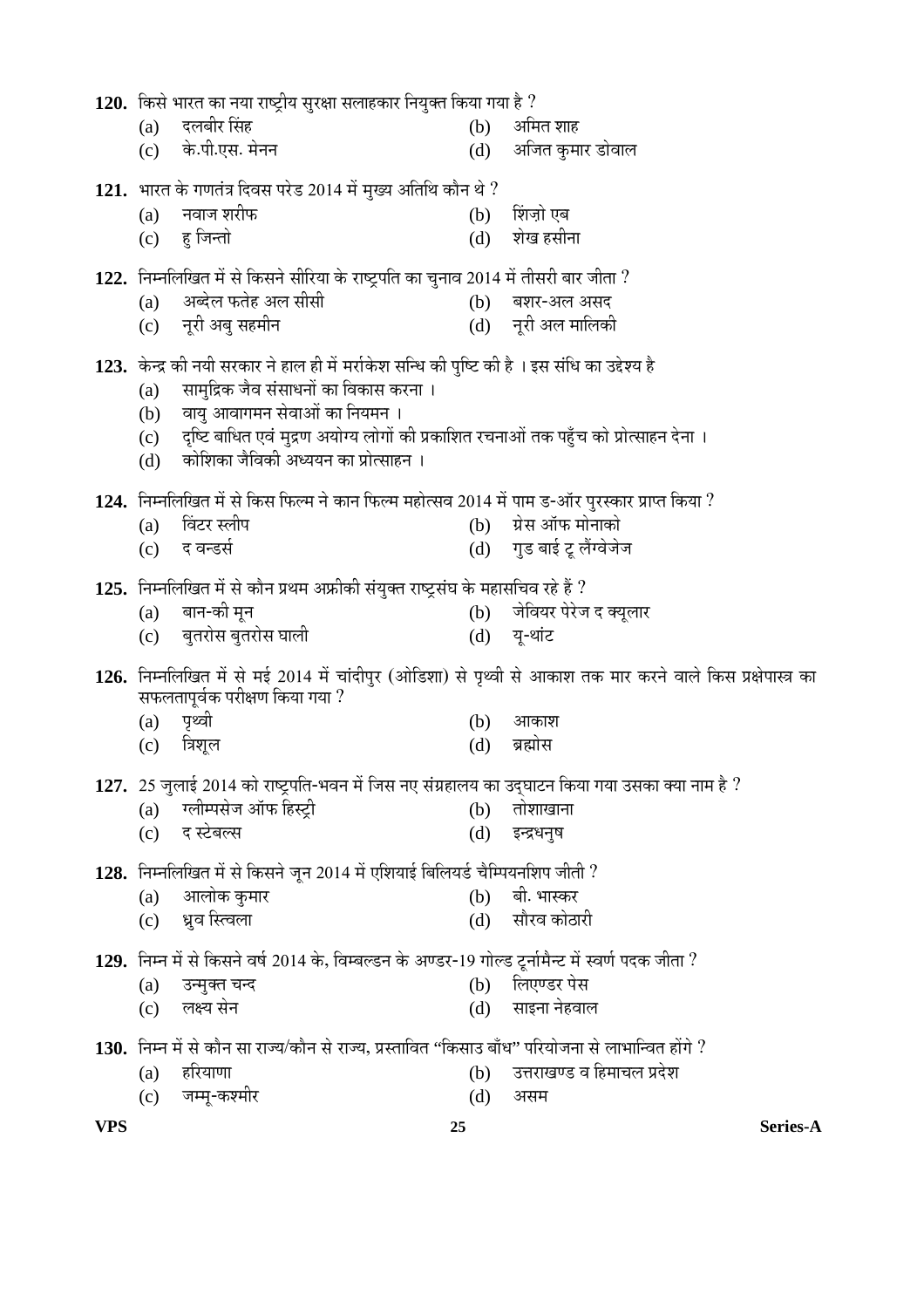**120.** किसे भारत का नया राष्ट्रीय सुरक्षा सलाहकार नियुक्त किया गया है ?

(a) दलबीर सिंह
(b) अमित शाह
(c) के.पी.एस. मेनन
(d) अजित कुमार डोवाल

**121.** भारत के गणतंत्र दिवस परेड 2014 में मुख्य अतिथि कौन थे ?

(a) नवाज शरीफ
(b) शिंज़ो एब
(c) हु जिन्तो
(d) शेख हसीना

**122.** निम्नलिखित में से किसने सीरिया के राष्ट्रपति का चुनाव 2014 में तीसरी बार जीता ?

(a) अब्देल फतेह अल सीसी
(b) बशर-अल असद
(c) नूरी अबु सहमीन
(d) नूरी अल मालिकी

**123.** केन्द्र की नयी सरकार ने हाल ही में मर्राकेश सन्धि की पुष्टि की है । इस संधि का उद्देश्य है

(a) सामुद्रिक जैव संसाधनों का विकास करना ।
(b) वायु आवागमन सेवाओं का नियमन ।
(c) दृष्टि बाधित एवं मुद्रण अयोग्य लोगों की प्रकाशित रचनाओं तक पहुँच को प्रोत्साहन देना ।
(d) कोशिका जैविकी अध्ययन का प्रोत्साहन ।

**124.** निम्नलिखित में से किस फिल्म ने कान फिल्म महोत्सव 2014 में पाम ड-ऑर पुरस्कार प्राप्त किया ?

(a) विंटर स्लीप
(b) ग्रेस ऑफ मोनाको
(c) द वन्डर्स
(d) गुड बाई टू लैंग्वेजेज

**125.** निम्नलिखित में से कौन प्रथम अफ्रीकी संयुक्त राष्ट्रसंघ के महासचिव रहे हैं ?

(a) बान-की मून
(b) जेवियर पेरेज द क्यूलार
(c) बुतरोस बुतरोस घाली
(d) यू-थांट

**126.** निम्नलिखित में से मई 2014 में चांदीपुर (ओडिशा) से पृथ्वी से आकाश तक मार करने वाले किस प्रक्षेपास्त्र का सफलतापूर्वक परीक्षण किया गया ?

(a) पृथ्वी
(b) आकाश
(c) त्रिशूल
(d) ब्रह्मोस

**127.** 25 जुलाई 2014 को राष्ट्रपति-भवन में जिस नए संग्रहालय का उद्घाटन किया गया उसका क्या नाम है ?

(a) ग्लीम्पसेज ऑफ हिस्ट्री
(b) तोशाखाना
(c) द स्टेबल्स
(d) इन्द्रधनुष

**128.** निम्नलिखित में से किसने जून 2014 में एशियाई बिलियर्ड चैम्पियनशिप जीती ?

(a) आलोक कुमार
(b) बी. भास्कर
(c) ध्रुव स्विला
(d) सौरव कोठारी

**129.** निम्न में से किसने वर्ष 2014 के, विम्बल्डन के अण्डर-19 गोल्ड टूर्नामैन्ट में स्वर्ण पदक जीता ?

(a) उन्मुक्त चन्द
(b) लिएण्डर पेस
(c) लक्ष्य सेन
(d) साइना नेहवाल

**130.** निम्न में से कौन सा राज्य/कौन से राज्य, प्रस्तावित "किसाउ बाँध" परियोजना से लाभान्वित होंगे ?

(a) हरियाणा
(b) उत्तराखण्ड व हिमाचल प्रदेश
(c) जम्मू-कश्मीर
(d) असम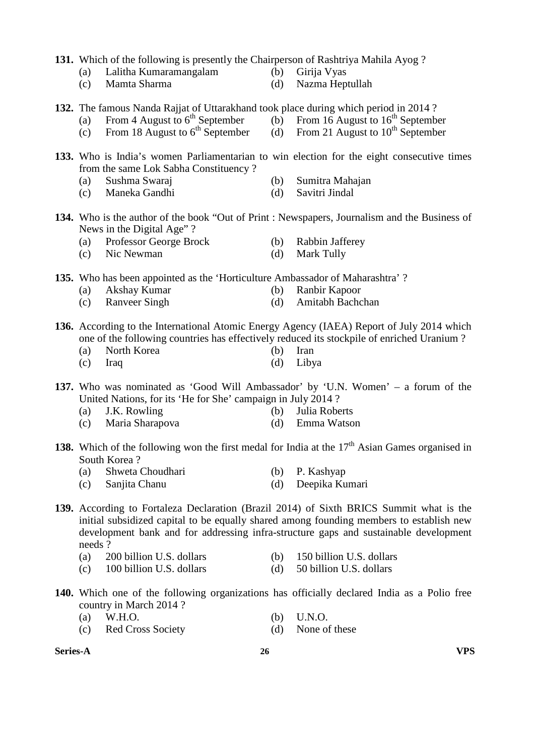**131.** Which of the following is presently the Chairperson of Rashtriya Mahila Ayog ?

(a) Lalitha Kumaramangalam
(b) Girija Vyas
(c) Mamta Sharma
(d) Nazma Heptullah

**132.** The famous Nanda Rajjat of Uttarakhand took place during which period in 2014 ?

(a) From 4 August to 6th September
(b) From 16 August to 16th September
(c) From 18 August to 6th September
(d) From 21 August to 10th September

**133.** Who is India's women Parliamentarian to win election for the eight consecutive times from the same Lok Sabha Constituency ?

(a) Sushma Swaraj
(b) Sumitra Mahajan
(c) Maneka Gandhi
(d) Savitri Jindal

**134.** Who is the author of the book "Out of Print : Newspapers, Journalism and the Business of News in the Digital Age" ?

(a) Professor George Brock
(b) Rabbin Jafferey
(c) Nic Newman
(d) Mark Tully

**135.** Who has been appointed as the 'Horticulture Ambassador of Maharashtra' ?

(a) Akshay Kumar
(b) Ranbir Kapoor
(c) Ranveer Singh
(d) Amitabh Bachchan

**136.** According to the International Atomic Energy Agency (IAEA) Report of July 2014 which one of the following countries has effectively reduced its stockpile of enriched Uranium ?

(a) North Korea
(b) Iran
(c) Iraq
(d) Libya

**137.** Who was nominated as 'Good Will Ambassador' by 'U.N. Women' – a forum of the United Nations, for its 'He for She' campaign in July 2014 ?

(a) J.K. Rowling
(b) Julia Roberts
(c) Maria Sharapova
(d) Emma Watson

**138.** Which of the following won the first medal for India at the 17th Asian Games organised in South Korea ?

(a) Shweta Choudhari
(b) P. Kashyap
(c) Sanjita Chanu
(d) Deepika Kumari

**139.** According to Fortaleza Declaration (Brazil 2014) of Sixth BRICS Summit what is the initial subsidized capital to be equally shared among founding members to establish new development bank and for addressing infra-structure gaps and sustainable development needs ?

(a) 200 billion U.S. dollars
(b) 150 billion U.S. dollars
(c) 100 billion U.S. dollars
(d) 50 billion U.S. dollars

**140.** Which one of the following organizations has officially declared India as a Polio free country in March 2014 ?

(a) W.H.O.
(b) U.N.O.
(c) Red Cross Society
(d) None of these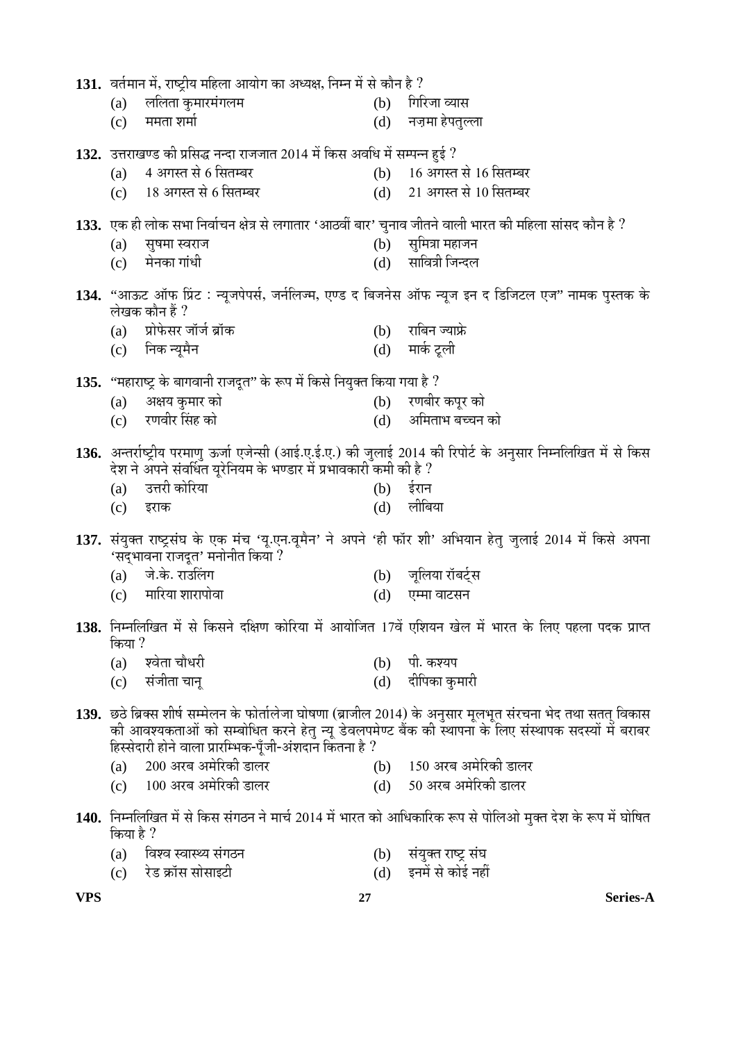**131.** वर्तमान में, राष्ट्रीय महिला आयोग का अध्यक्ष, निम्न में से कौन है ?

(a) ललिता कुमारमंगलम
(b) गिरिजा व्यास
(c) ममता शर्मा
(d) नज़मा हेपतुल्ला

**132.** उत्तराखण्ड की प्रसिद्ध नन्दा राजजात 2014 में किस अवधि में सम्पन्न हुई ?

(a) 4 अगस्त से 6 सितम्बर
(b) 16 अगस्त से 16 सितम्बर
(c) 18 अगस्त से 6 सितम्बर
(d) 21 अगस्त से 10 सितम्बर

**133.** एक ही लोक सभा निर्वाचन क्षेत्र से लगातार 'आठवीं बार' चुनाव जीतने वाली भारत की महिला सांसद कौन है ?

(a) सुषमा स्वराज
(b) सुमित्रा महाजन
(c) मेनका गांधी
(d) सावित्री जिन्दल

**134.** "आऊट ऑफ प्रिंट : न्यूजपेपर्स, जर्नलिज्म, एण्ड द बिजनेस ऑफ न्यूज इन द डिजिटल एज" नामक पुस्तक के लेखक कौन हैं ?

(a) प्रोफेसर जॉर्ज ब्रॉक
(b) राबिन ज्याफ्रे
(c) निक न्यूमैन
(d) मार्क टूली

**135.** "महाराष्ट्र के बागवानी राजदूत" के रूप में किसे नियुक्त किया गया है ?

(a) अक्षय कुमार को
(b) रणबीर कपूर को
(c) रणवीर सिंह को
(d) अमिताभ बच्चन को

**136.** अन्तर्राष्ट्रीय परमाणु ऊर्जा एजेन्सी (आई.ए.ई.ए.) की जुलाई 2014 की रिपोर्ट के अनुसार निम्नलिखित में से किस देश ने अपने संवर्धित यूरेनियम के भण्डार में प्रभावकारी कमी की है ?

(a) उत्तरी कोरिया
(b) ईरान
(c) इराक
(d) लीबिया

**137.** संयुक्त राष्ट्रसंघ के एक मंच 'यू.एन.वूमैन' ने अपने 'ही फॉर शी' अभियान हेतु जुलाई 2014 में किसे अपना 'सद्भावना राजदूत' मनोनीत किया ?

(a) जे.के. राउलिंग
(b) जूलिया रॉबर्ट्स
(c) मारिया शारापोवा
(d) एम्मा वाटसन

**138.** निम्नलिखित में से किसने दक्षिण कोरिया में आयोजित 17वें एशियन खेल में भारत के लिए पहला पदक प्राप्त किया ?

(a) श्वेता चौधरी
(b) पी. कश्यप
(c) संजीता चानू
(d) दीपिका कुमारी

**139.** छठे ब्रिक्स शीर्ष सम्मेलन के फोर्तालेजा घोषणा (ब्राजील 2014) के अनुसार मूलभूत संरचना भेद तथा सतत् विकास की आवश्यकताओं को सम्बोधित करने हेतु न्यू डेवलपमेण्ट बैंक की स्थापना के लिए संस्थापक सदस्यों में बराबर हिस्सेदारी होने वाला प्रारम्भिक-पूँजी-अंशदान कितना है ?

(a) 200 अरब अमेरिकी डालर
(b) 150 अरब अमेरिकी डालर
(c) 100 अरब अमेरिकी डालर
(d) 50 अरब अमेरिकी डालर

**140.** निम्नलिखित में से किस संगठन ने मार्च 2014 में भारत को आधिकारिक रूप से पोलिओ मुक्त देश के रूप में घोषित किया है ?

(a) विश्व स्वास्थ्य संगठन
(b) संयुक्त राष्ट्र संघ
(c) रेड क्रॉस सोसाइटी
(d) इनमें से कोई नहीं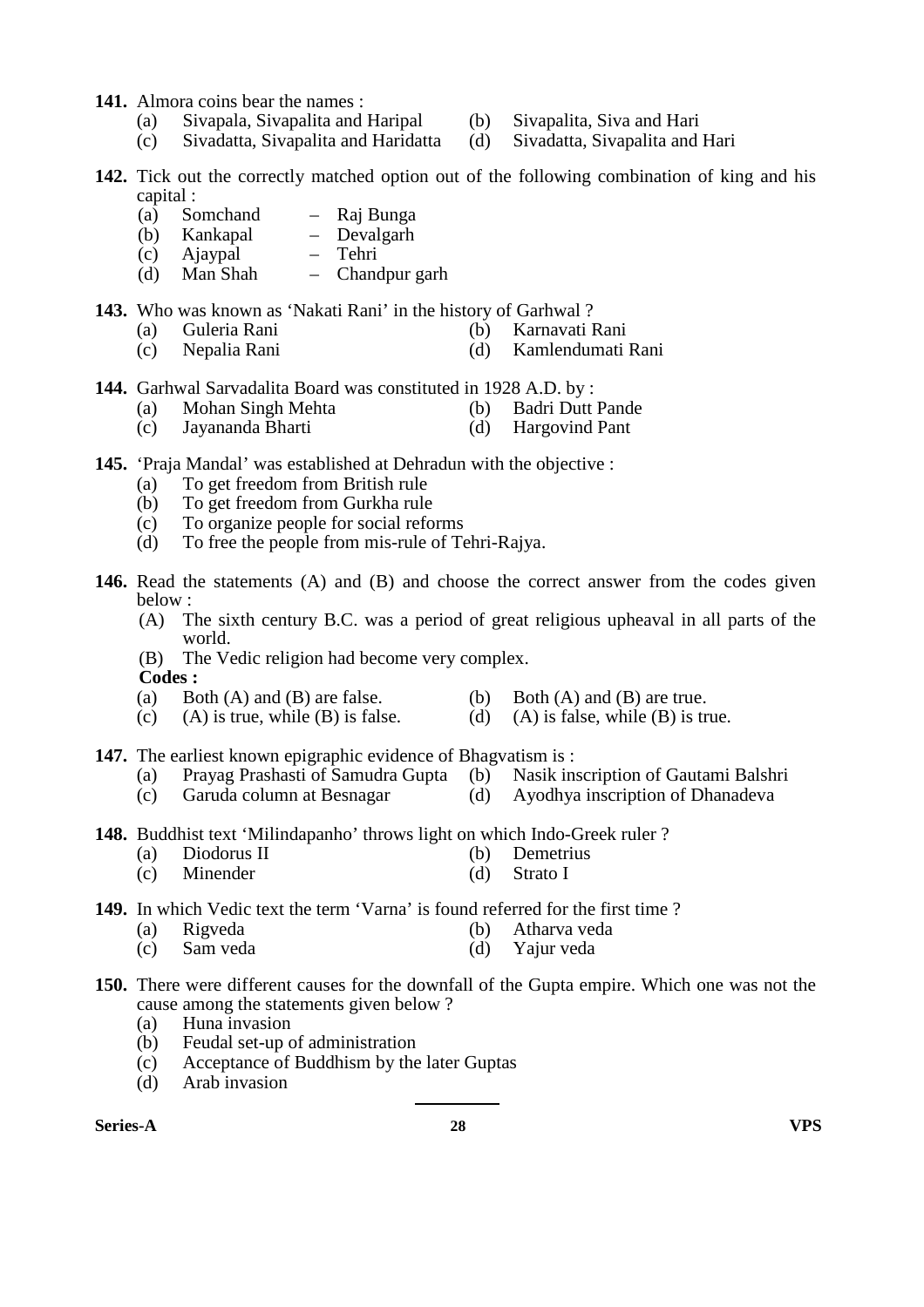**141.** Almora coins bear the names :

(a) Sivapala, Sivapalita and Haripal
(b) Sivapalita, Siva and Hari
(c) Sivadatta, Sivapalita and Haridatta
(d) Sivadatta, Sivapalita and Hari

**142.** Tick out the correctly matched option out of the following combination of king and his capital :

(a) Somchand – Raj Bunga
(b) Kankapal – Devalgarh
(c) Ajaypal – Tehri
(d) Man Shah – Chandpur garh

**143.** Who was known as 'Nakati Rani' in the history of Garhwal ?

(a) Guleria Rani
(b) Karnavati Rani
(c) Nepalia Rani
(d) Kamlendumati Rani

**144.** Garhwal Sarvadalita Board was constituted in 1928 A.D. by :

(a) Mohan Singh Mehta
(b) Badri Dutt Pande
(c) Jayananda Bharti
(d) Hargovind Pant

**145.** 'Praja Mandal' was established at Dehradun with the objective :

(a) To get freedom from British rule
(b) To get freedom from Gurkha rule
(c) To organize people for social reforms
(d) To free the people from mis-rule of Tehri-Rajya.

**146.** Read the statements (A) and (B) and choose the correct answer from the codes given below :

(A) The sixth century B.C. was a period of great religious upheaval in all parts of the world.
(B) The Vedic religion had become very complex.

**Codes :**

(a) Both (A) and (B) are false.
(b) Both (A) and (B) are true.
(c) (A) is true, while (B) is false.
(d) (A) is false, while (B) is true.

**147.** The earliest known epigraphic evidence of Bhagvatism is :

(a) Prayag Prashasti of Samudra Gupta
(b) Nasik inscription of Gautami Balshri
(c) Garuda column at Besnagar
(d) Ayodhya inscription of Dhanadeva

**148.** Buddhist text 'Milindapanho' throws light on which Indo-Greek ruler ?

(a) Diodorus II
(b) Demetrius
(c) Minender
(d) Strato I

**149.** In which Vedic text the term 'Varna' is found referred for the first time ?

(a) Rigveda
(b) Atharva veda
(c) Sam veda
(d) Yajur veda

**150.** There were different causes for the downfall of the Gupta empire. Which one was not the cause among the statements given below ?

(a) Huna invasion
(b) Feudal set-up of administration
(c) Acceptance of Buddhism by the later Guptas
(d) Arab invasion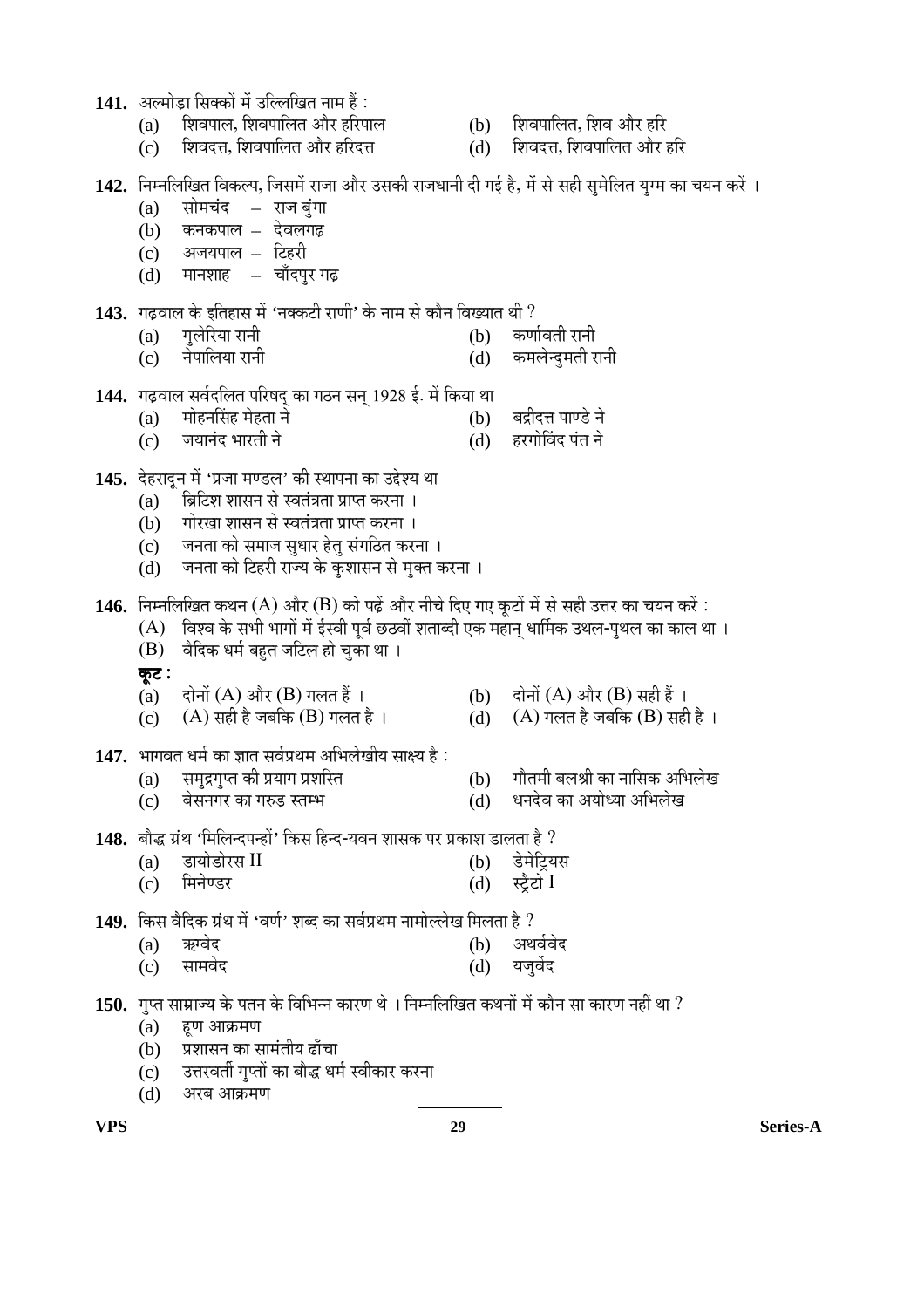**141.** अल्मोड़ा सिक्कों में उल्लिखित नाम हैं :

(a) शिवपाल, शिवपालित और हरिपाल
(b) शिवपालित, शिव और हरि
(c) शिवदत्त, शिवपालित और हरिदत्त
(d) शिवदत्त, शिवपालित और हरि

**142.** निम्नलिखित विकल्प, जिसमें राजा और उसकी राजधानी दी गई है, में से सही सुमेलित युग्म का चयन करें ।

(a) सोमचंद – राज बुंगा
(b) कनकपाल – देवलगढ़
(c) अजयपाल – टिहरी
(d) मानशाह – चाँदपुर गढ़

**143.** गढ़वाल के इतिहास में 'नक्कटी राणी' के नाम से कौन विख्यात थी ?

(a) गुलेरिया रानी
(b) कर्णावती रानी
(c) नेपालिया रानी
(d) कमलेन्दुमती रानी

**144.** गढ़वाल सर्वदलित परिषद् का गठन सन् 1928 ई. में किया था

(a) मोहनसिंह मेहता ने
(b) बद्रीदत्त पाण्डे ने
(c) जयानंद भारती ने
(d) हरगोविंद पंत ने

**145.** देहरादून में 'प्रजा मण्डल' की स्थापना का उद्देश्य था

(a) ब्रिटिश शासन से स्वतंत्रता प्राप्त करना ।
(b) गोरखा शासन से स्वतंत्रता प्राप्त करना ।
(c) जनता को समाज सुधार हेतु संगठित करना ।
(d) जनता को टिहरी राज्य के कुशासन से मुक्त करना ।

**146.** निम्नलिखित कथन (A) और (B) को पढ़ें और नीचे दिए गए कूटों में से सही उत्तर का चयन करें :

(A) विश्व के सभी भागों में ईस्वी पूर्व छठवीं शताब्दी एक महान् धार्मिक उथल-पुथल का काल था ।
(B) वैदिक धर्म बहुत जटिल हो चुका था ।

**कूट :**

(a) दोनों (A) और (B) गलत हैं ।
(b) दोनों (A) और (B) सही हैं ।
(c) (A) सही है जबकि (B) गलत है ।
(d) (A) गलत है जबकि (B) सही है ।

**147.** भागवत धर्म का ज्ञात सर्वप्रथम अभिलेखीय साक्ष्य है :

(a) समुद्रगुप्त की प्रयाग प्रशस्ति
(b) गौतमी बलश्री का नासिक अभिलेख
(c) बेसनगर का गरुड़ स्तम्भ
(d) धनदेव का अयोध्या अभिलेख

**148.** बौद्ध ग्रंथ 'मिलिन्दपन्हों' किस हिन्द-यवन शासक पर प्रकाश डालता है ?

(a) डायोडोरस II
(b) डेमेट्रियस
(c) मिनेण्डर
(d) स्ट्रैटो I

**149.** किस वैदिक ग्रंथ में 'वर्ण' शब्द का सर्वप्रथम नामोल्लेख मिलता है ?

(a) ऋग्वेद
(b) अथर्ववेद
(c) सामवेद
(d) यजुर्वेद

**150.** गुप्त साम्राज्य के पतन के विभिन्न कारण थे । निम्नलिखित कथनों में कौन सा कारण नहीं था ?

(a) हूण आक्रमण
(b) प्रशासन का सामंतीय ढाँचा
(c) उत्तरवर्ती गुप्तों का बौद्ध धर्म स्वीकार करना
(d) अरब आक्रमण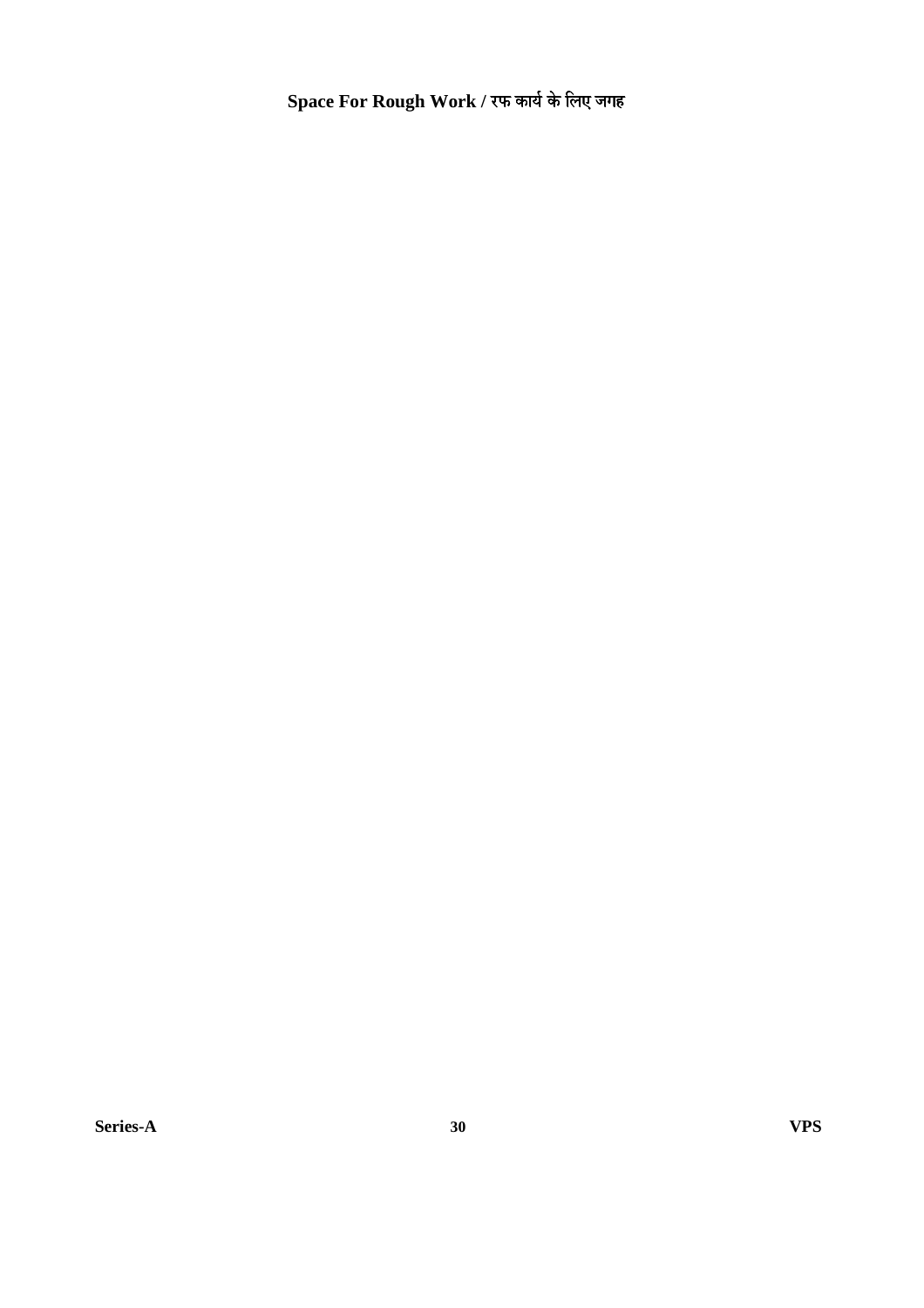**Space For Rough Work / रफ कार्य के लिए जगह**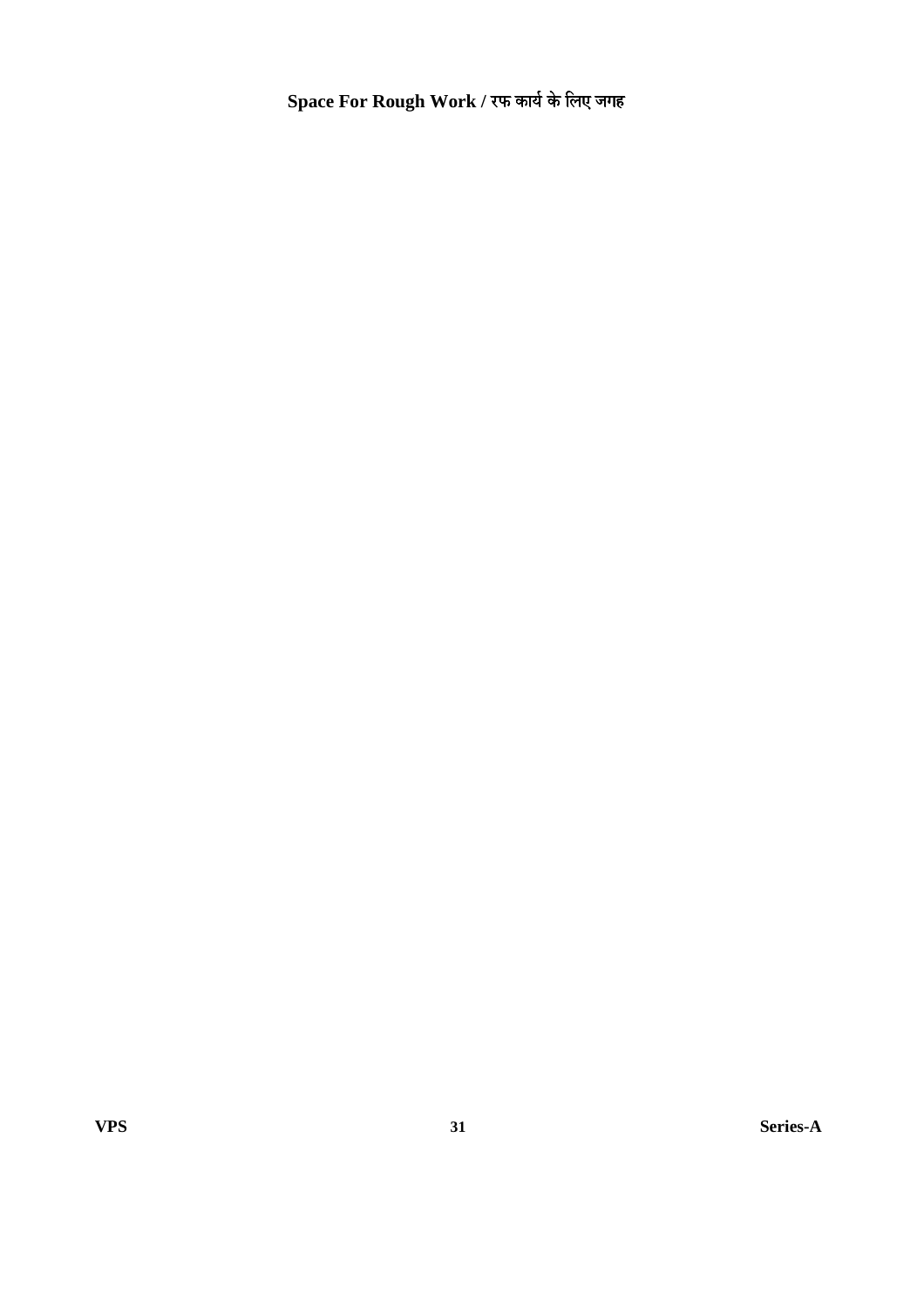**Space For Rough Work / रफ कार्य के लिए जगह**